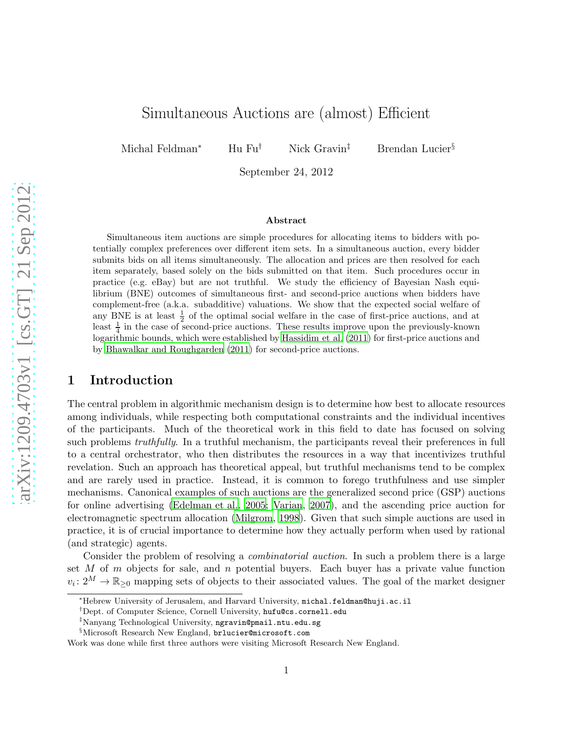# Simultaneous Auctions are (almost) Efficient

Michal Feldman[*] Hu Fu[†] Nick Gravin[‡] Brendan Lucier[§]

September 24, 2012

### Abstract

Simultaneous item auctions are simple procedures for allocating items to bidders with potentially complex preferences over different item sets. In a simultaneous auction, every bidder submits bids on all items simultaneously. The allocation and prices are then resolved for each item separately, based solely on the bids submitted on that item. Such procedures occur in practice (e.g. eBay) but are not truthful. We study the efficiency of Bayesian Nash equilibrium (BNE) outcomes of simultaneous first- and second-price auctions when bidders have complement-free (a.k.a. subadditive) valuations. We show that the expected social welfare of any BNE is at least $\frac{1}{2}$ of the optimal social welfare in the case of first-price auctions, and at least $\frac{1}{4}$ in the case of second-price auctions. These results improve upon the previously-known logarithmic bounds, which were established by Hassidim et al. (2011) for first-price auctions and by Bhawalkar and Roughgarden (2011) for second-price auctions.

## 1 Introduction

The central problem in algorithmic mechanism design is to determine how best to allocate resources among individuals, while respecting both computational constraints and the individual incentives of the participants. Much of the theoretical work in this field to date has focused on solving such problems *truthfully*. In a truthful mechanism, the participants reveal their preferences in full to a central orchestrator, who then distributes the resources in a way that incentivizes truthful revelation. Such an approach has theoretical appeal, but truthful mechanisms tend to be complex and are rarely used in practice. Instead, it is common to forego truthfulness and use simpler mechanisms. Canonical examples of such auctions are the generalized second price (GSP) auctions for online advertising (Edelman et al., 2005; Varian, 2007), and the ascending price auction for electromagnetic spectrum allocation (Milgrom, 1998). Given that such simple auctions are used in practice, it is of crucial importance to determine how they actually perform when used by rational (and strategic) agents.

Consider the problem of resolving a *combinatorial auction*. In such a problem there is a large set $M$ of $m$ objects for sale, and $n$ potential buyers. Each buyer has a private value function $v_i\colon 2^M \to \mathbb{R}_{\geq 0}$ mapping sets of objects to their associated values. The goal of the market designer

---

[*] Hebrew University of Jerusalem, and Harvard University, michal.feldman@huji.ac.il

[†] Dept. of Computer Science, Cornell University, hufu@cs.cornell.edu

[‡] Nanyang Technological University, ngravin@pmail.ntu.edu.sg

[§] Microsoft Research New England, brlucier@microsoft.com

Work was done while first three authors were visiting Microsoft Research New England.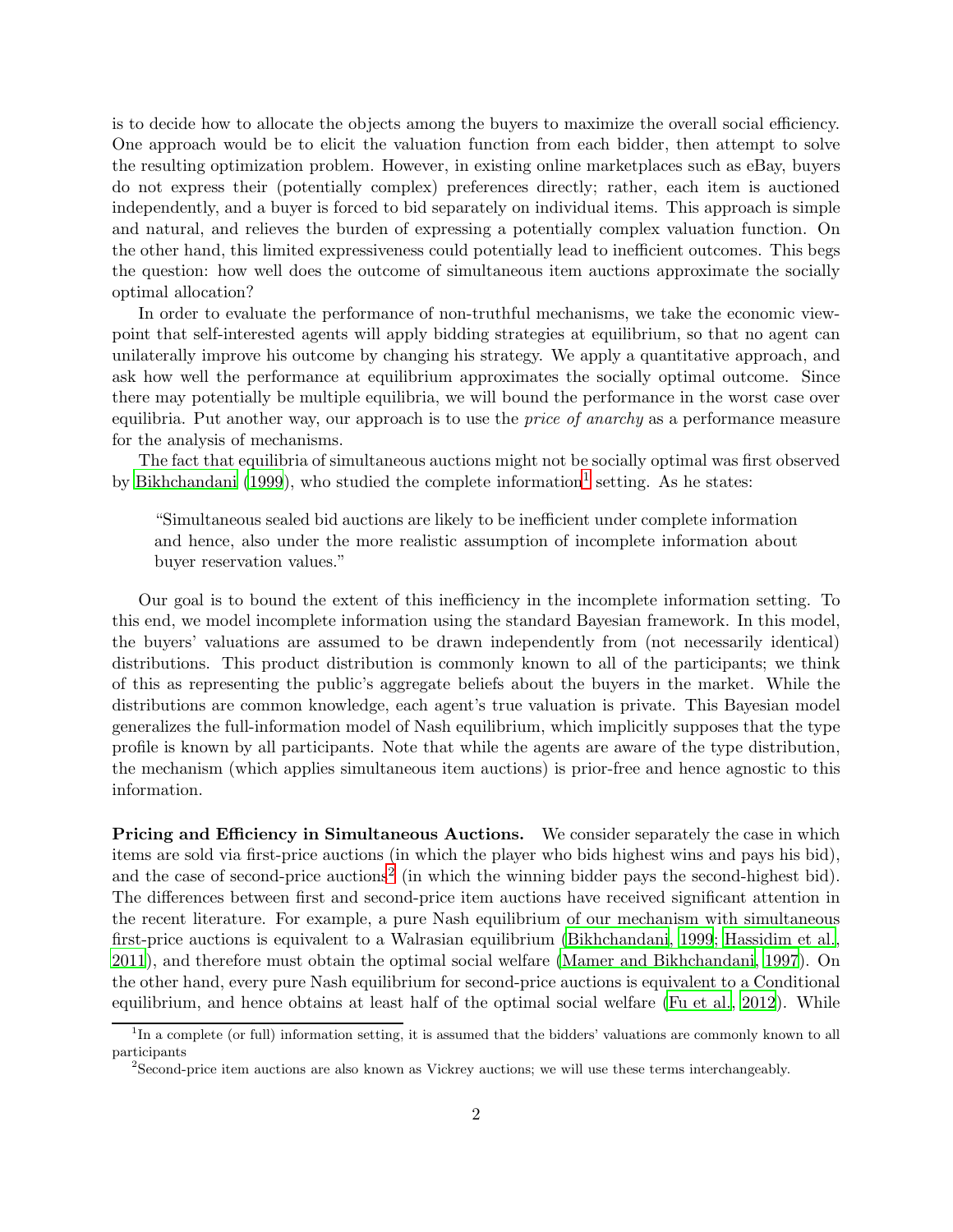is to decide how to allocate the objects among the buyers to maximize the overall social efficiency. One approach would be to elicit the valuation function from each bidder, then attempt to solve the resulting optimization problem. However, in existing online marketplaces such as eBay, buyers do not express their (potentially complex) preferences directly; rather, each item is auctioned independently, and a buyer is forced to bid separately on individual items. This approach is simple and natural, and relieves the burden of expressing a potentially complex valuation function. On the other hand, this limited expressiveness could potentially lead to inefficient outcomes. This begs the question: how well does the outcome of simultaneous item auctions approximate the socially optimal allocation?

In order to evaluate the performance of non-truthful mechanisms, we take the economic viewpoint that self-interested agents will apply bidding strategies at equilibrium, so that no agent can unilaterally improve his outcome by changing his strategy. We apply a quantitative approach, and ask how well the performance at equilibrium approximates the socially optimal outcome. Since there may potentially be multiple equilibria, we will bound the performance in the worst case over equilibria. Put another way, our approach is to use the *price of anarchy* as a performance measure for the analysis of mechanisms.

The fact that equilibria of simultaneous auctions might not be socially optimal was first observed by Bikhchandani (1999), who studied the complete information[1] setting. As he states:

> "Simultaneous sealed bid auctions are likely to be inefficient under complete information and hence, also under the more realistic assumption of incomplete information about buyer reservation values."

Our goal is to bound the extent of this inefficiency in the incomplete information setting. To this end, we model incomplete information using the standard Bayesian framework. In this model, the buyers' valuations are assumed to be drawn independently from (not necessarily identical) distributions. This product distribution is commonly known to all of the participants; we think of this as representing the public's aggregate beliefs about the buyers in the market. While the distributions are common knowledge, each agent's true valuation is private. This Bayesian model generalizes the full-information model of Nash equilibrium, which implicitly supposes that the type profile is known by all participants. Note that while the agents are aware of the type distribution, the mechanism (which applies simultaneous item auctions) is prior-free and hence agnostic to this information.

**Pricing and Efficiency in Simultaneous Auctions.** We consider separately the case in which items are sold via first-price auctions (in which the player who bids highest wins and pays his bid), and the case of second-price auctions[2] (in which the winning bidder pays the second-highest bid). The differences between first and second-price item auctions have received significant attention in the recent literature. For example, a pure Nash equilibrium of our mechanism with simultaneous first-price auctions is equivalent to a Walrasian equilibrium (Bikhchandani, 1999; Hassidim et al., 2011), and therefore must obtain the optimal social welfare (Mamer and Bikhchandani, 1997). On the other hand, every pure Nash equilibrium for second-price auctions is equivalent to a Conditional equilibrium, and hence obtains at least half of the optimal social welfare (Fu et al., 2012). While

[1] In a complete (or full) information setting, it is assumed that the bidders' valuations are commonly known to all participants

[2] Second-price item auctions are also known as Vickrey auctions; we will use these terms interchangeably.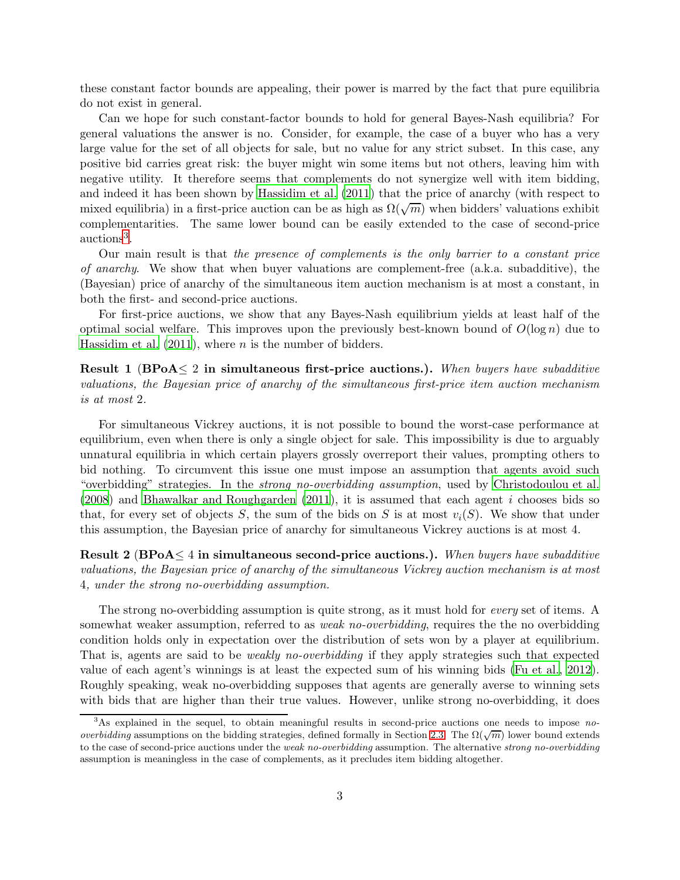these constant factor bounds are appealing, their power is marred by the fact that pure equilibria do not exist in general.

Can we hope for such constant-factor bounds to hold for general Bayes-Nash equilibria? For general valuations the answer is no. Consider, for example, the case of a buyer who has a very large value for the set of all objects for sale, but no value for any strict subset. In this case, any positive bid carries great risk: the buyer might win some items but not others, leaving him with negative utility. It therefore seems that complements do not synergize well with item bidding, and indeed it has been shown by Hassidim et al. (2011) that the price of anarchy (with respect to mixed equilibria) in a first-price auction can be as high as $\Omega(\sqrt{m})$ when bidders' valuations exhibit complementarities. The same lower bound can be easily extended to the case of second-price auctions[3].

Our main result is that *the presence of complements is the only barrier to a constant price of anarchy*. We show that when buyer valuations are complement-free (a.k.a. subadditive), the (Bayesian) price of anarchy of the simultaneous item auction mechanism is at most a constant, in both the first- and second-price auctions.

For first-price auctions, we show that any Bayes-Nash equilibrium yields at least half of the optimal social welfare. This improves upon the previously best-known bound of $O(\log n)$ due to Hassidim et al. (2011), where $n$ is the number of bidders.

**Result 1 (BPoA$\leq 2$ in simultaneous first-price auctions.).** *When buyers have subadditive valuations, the Bayesian price of anarchy of the simultaneous first-price item auction mechanism is at most* 2.

For simultaneous Vickrey auctions, it is not possible to bound the worst-case performance at equilibrium, even when there is only a single object for sale. This impossibility is due to arguably unnatural equilibria in which certain players grossly overreport their values, prompting others to bid nothing. To circumvent this issue one must impose an assumption that agents avoid such "overbidding" strategies. In the *strong no-overbidding assumption*, used by Christodoulou et al. (2008) and Bhawalkar and Roughgarden (2011), it is assumed that each agent $i$ chooses bids so that, for every set of objects $S$, the sum of the bids on $S$ is at most $v_i(S)$. We show that under this assumption, the Bayesian price of anarchy for simultaneous Vickrey auctions is at most 4.

**Result 2 (BPoA$\leq 4$ in simultaneous second-price auctions.).** *When buyers have subadditive valuations, the Bayesian price of anarchy of the simultaneous Vickrey auction mechanism is at most* 4*, under the strong no-overbidding assumption.*

The strong no-overbidding assumption is quite strong, as it must hold for *every* set of items. A somewhat weaker assumption, referred to as *weak no-overbidding*, requires the the no overbidding condition holds only in expectation over the distribution of sets won by a player at equilibrium. That is, agents are said to be *weakly no-overbidding* if they apply strategies such that expected value of each agent's winnings is at least the expected sum of his winning bids (Fu et al., 2012). Roughly speaking, weak no-overbidding supposes that agents are generally averse to winning sets with bids that are higher than their true values. However, unlike strong no-overbidding, it does

[3] As explained in the sequel, to obtain meaningful results in second-price auctions one needs to impose *no-overbidding* assumptions on the bidding strategies, defined formally in Section 2.3. The $\Omega(\sqrt{m})$ lower bound extends to the case of second-price auctions under the *weak no-overbidding* assumption. The alternative *strong no-overbidding* assumption is meaningless in the case of complements, as it precludes item bidding altogether.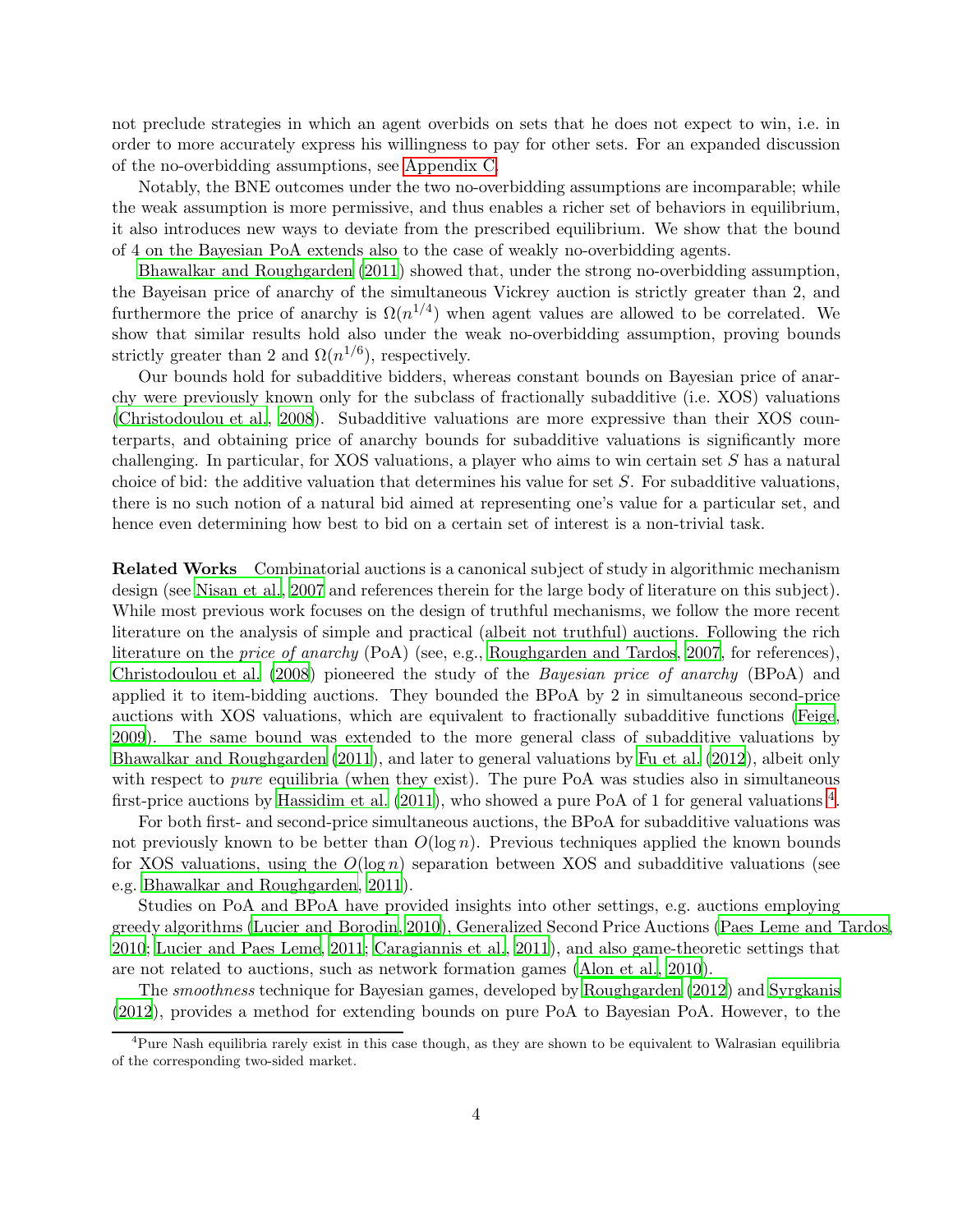not preclude strategies in which an agent overbids on sets that he does not expect to win, i.e. in order to more accurately express his willingness to pay for other sets. For an expanded discussion of the no-overbidding assumptions, see Appendix C.

Notably, the BNE outcomes under the two no-overbidding assumptions are incomparable; while the weak assumption is more permissive, and thus enables a richer set of behaviors in equilibrium, it also introduces new ways to deviate from the prescribed equilibrium. We show that the bound of 4 on the Bayesian PoA extends also to the case of weakly no-overbidding agents.

Bhawalkar and Roughgarden (2011) showed that, under the strong no-overbidding assumption, the Bayeisan price of anarchy of the simultaneous Vickrey auction is strictly greater than 2, and furthermore the price of anarchy is $\Omega(n^{1/4})$ when agent values are allowed to be correlated. We show that similar results hold also under the weak no-overbidding assumption, proving bounds strictly greater than 2 and $\Omega(n^{1/6})$, respectively.

Our bounds hold for subadditive bidders, whereas constant bounds on Bayesian price of anarchy were previously known only for the subclass of fractionally subadditive (i.e. XOS) valuations (Christodoulou et al., 2008). Subadditive valuations are more expressive than their XOS counterparts, and obtaining price of anarchy bounds for subadditive valuations is significantly more challenging. In particular, for XOS valuations, a player who aims to win certain set $S$ has a natural choice of bid: the additive valuation that determines his value for set $S$. For subadditive valuations, there is no such notion of a natural bid aimed at representing one's value for a particular set, and hence even determining how best to bid on a certain set of interest is a non-trivial task.

**Related Works** Combinatorial auctions is a canonical subject of study in algorithmic mechanism design (see Nisan et al., 2007 and references therein for the large body of literature on this subject). While most previous work focuses on the design of truthful mechanisms, we follow the more recent literature on the analysis of simple and practical (albeit not truthful) auctions. Following the rich literature on the *price of anarchy* (PoA) (see, e.g., Roughgarden and Tardos, 2007, for references), Christodoulou et al. (2008) pioneered the study of the *Bayesian price of anarchy* (BPoA) and applied it to item-bidding auctions. They bounded the BPoA by 2 in simultaneous second-price auctions with XOS valuations, which are equivalent to fractionally subadditive functions (Feige, 2009). The same bound was extended to the more general class of subadditive valuations by Bhawalkar and Roughgarden (2011), and later to general valuations by Fu et al. (2012), albeit only with respect to *pure* equilibria (when they exist). The pure PoA was studies also in simultaneous first-price auctions by Hassidim et al. (2011), who showed a pure PoA of 1 for general valuations [4].

For both first- and second-price simultaneous auctions, the BPoA for subadditive valuations was not previously known to be better than $O(\log n)$. Previous techniques applied the known bounds for XOS valuations, using the $O(\log n)$ separation between XOS and subadditive valuations (see e.g. Bhawalkar and Roughgarden, 2011).

Studies on PoA and BPoA have provided insights into other settings, e.g. auctions employing greedy algorithms (Lucier and Borodin, 2010), Generalized Second Price Auctions (Paes Leme and Tardos, 2010; Lucier and Paes Leme, 2011; Caragiannis et al., 2011), and also game-theoretic settings that are not related to auctions, such as network formation games (Alon et al., 2010).

The *smoothness* technique for Bayesian games, developed by Roughgarden (2012) and Syrgkanis (2012), provides a method for extending bounds on pure PoA to Bayesian PoA. However, to the

[4] Pure Nash equilibria rarely exist in this case though, as they are shown to be equivalent to Walrasian equilibria of the corresponding two-sided market.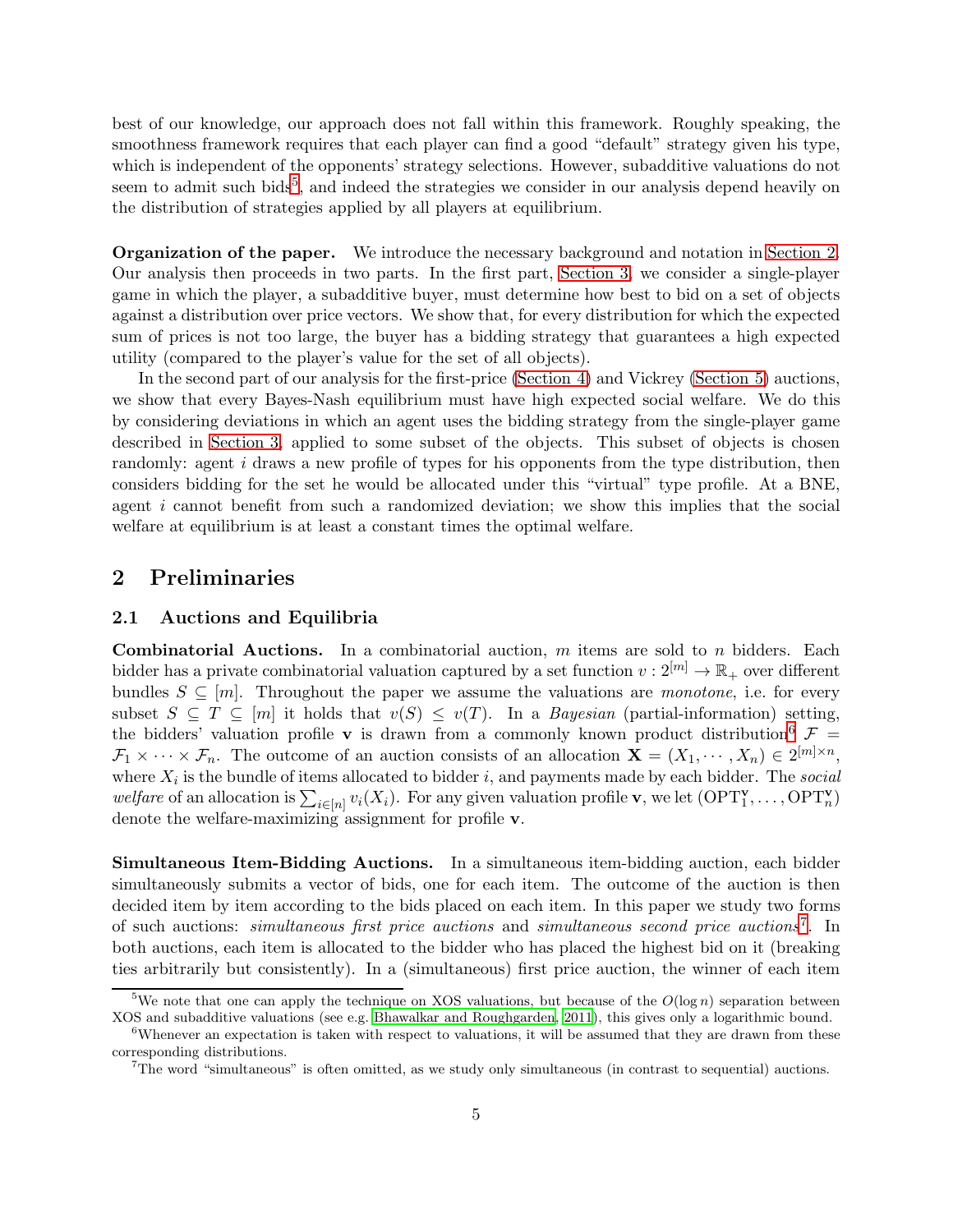best of our knowledge, our approach does not fall within this framework. Roughly speaking, the smoothness framework requires that each player can find a good "default" strategy given his type, which is independent of the opponents' strategy selections. However, subadditive valuations do not seem to admit such bids[5], and indeed the strategies we consider in our analysis depend heavily on the distribution of strategies applied by all players at equilibrium.

**Organization of the paper.** We introduce the necessary background and notation in Section 2. Our analysis then proceeds in two parts. In the first part, Section 3, we consider a single-player game in which the player, a subadditive buyer, must determine how best to bid on a set of objects against a distribution over price vectors. We show that, for every distribution for which the expected sum of prices is not too large, the buyer has a bidding strategy that guarantees a high expected utility (compared to the player's value for the set of all objects).

In the second part of our analysis for the first-price (Section 4) and Vickrey (Section 5) auctions, we show that every Bayes-Nash equilibrium must have high expected social welfare. We do this by considering deviations in which an agent uses the bidding strategy from the single-player game described in Section 3, applied to some subset of the objects. This subset of objects is chosen randomly: agent $i$ draws a new profile of types for his opponents from the type distribution, then considers bidding for the set he would be allocated under this "virtual" type profile. At a BNE, agent $i$ cannot benefit from such a randomized deviation; we show this implies that the social welfare at equilibrium is at least a constant times the optimal welfare.

## 2 Preliminaries

### 2.1 Auctions and Equilibria

**Combinatorial Auctions.** In a combinatorial auction, $m$ items are sold to $n$ bidders. Each bidder has a private combinatorial valuation captured by a set function $v : 2^{[m]} \to \mathbb{R}_+$ over different bundles $S \subseteq [m]$. Throughout the paper we assume the valuations are *monotone*, i.e. for every subset $S \subseteq T \subseteq [m]$ it holds that $v(S) \leq v(T)$. In a *Bayesian* (partial-information) setting, the bidders' valuation profile $\mathbf{v}$ is drawn from a commonly known product distribution[6] $\mathcal{F} = \mathcal{F}_1 \times \cdots \times \mathcal{F}_n$. The outcome of an auction consists of an allocation $\mathbf{X} = (X_1, \cdots, X_n) \in 2^{[m] \times n}$, where $X_i$ is the bundle of items allocated to bidder $i$, and payments made by each bidder. The *social welfare* of an allocation is $\sum_{i \in [n]} v_i(X_i)$. For any given valuation profile $\mathbf{v}$, we let $(\text{OPT}_1^{\mathbf{v}}, \ldots, \text{OPT}_n^{\mathbf{v}})$ denote the welfare-maximizing assignment for profile $\mathbf{v}$.

**Simultaneous Item-Bidding Auctions.** In a simultaneous item-bidding auction, each bidder simultaneously submits a vector of bids, one for each item. The outcome of the auction is then decided item by item according to the bids placed on each item. In this paper we study two forms of such auctions: *simultaneous first price auctions* and *simultaneous second price auctions*[7]. In both auctions, each item is allocated to the bidder who has placed the highest bid on it (breaking ties arbitrarily but consistently). In a (simultaneous) first price auction, the winner of each item

---

[5] We note that one can apply the technique on XOS valuations, but because of the $O(\log n)$ separation between XOS and subadditive valuations (see e.g. Bhawalkar and Roughgarden, 2011), this gives only a logarithmic bound.

[6] Whenever an expectation is taken with respect to valuations, it will be assumed that they are drawn from these corresponding distributions.

[7] The word "simultaneous" is often omitted, as we study only simultaneous (in contrast to sequential) auctions.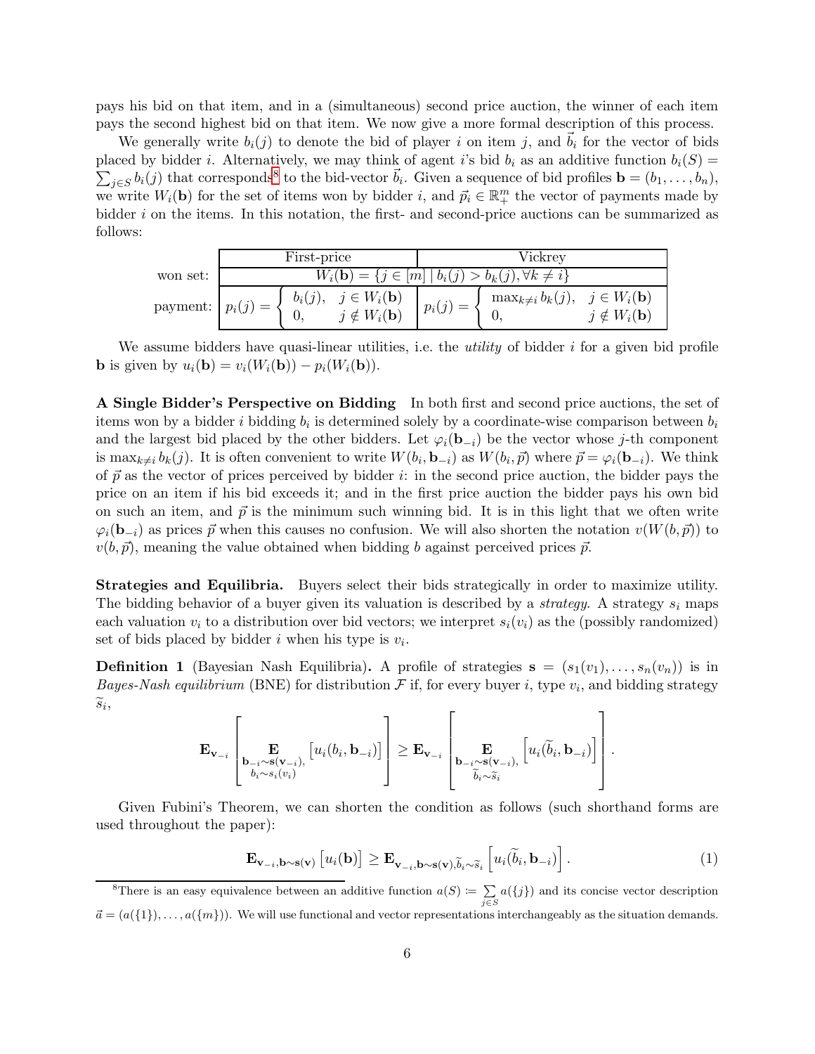pays his bid on that item, and in a (simultaneous) second price auction, the winner of each item pays the second highest bid on that item. We now give a more formal description of this process.

We generally write $b_i(j)$ to denote the bid of player $i$ on item $j$, and $\vec{b}_i$ for the vector of bids placed by bidder $i$. Alternatively, we may think of agent $i$'s bid $b_i$ as an additive function $b_i(S) = \sum_{j \in S} b_i(j)$ that corresponds[8] to the bid-vector $\vec{b}_i$. Given a sequence of bid profiles $\mathbf{b} = (b_1, \ldots, b_n)$, we write $W_i(\mathbf{b})$ for the set of items won by bidder $i$, and $\vec{p}_i \in \mathbb{R}^m_+$ the vector of payments made by bidder $i$ on the items. In this notation, the first- and second-price auctions can be summarized as follows:

| | First-price | Vickrey |
|---|---|---|
| won set: | $W_i(\mathbf{b}) = \{j \in [m] \mid b_i(j) > b_k(j), \forall k \neq i\}$ | |
| payment: | $p_i(j) = \begin{cases} b_i(j), & j \in W_i(\mathbf{b}) \\ 0, & j \notin W_i(\mathbf{b}) \end{cases}$ | $p_i(j) = \begin{cases} \max_{k \neq i} b_k(j), & j \in W_i(\mathbf{b}) \\ 0, & j \notin W_i(\mathbf{b}) \end{cases}$ |

We assume bidders have quasi-linear utilities, i.e. the *utility* of bidder $i$ for a given bid profile $\mathbf{b}$ is given by $u_i(\mathbf{b}) = v_i(W_i(\mathbf{b})) - p_i(W_i(\mathbf{b}))$.

**A Single Bidder's Perspective on Bidding** In both first and second price auctions, the set of items won by a bidder $i$ bidding $b_i$ is determined solely by a coordinate-wise comparison between $b_i$ and the largest bid placed by the other bidders. Let $\varphi_i(\mathbf{b}_{-i})$ be the vector whose $j$-th component is $\max_{k \neq i} b_k(j)$. It is often convenient to write $W(b_i, \mathbf{b}_{-i})$ as $W(b_i, \vec{p})$ where $\vec{p} = \varphi_i(\mathbf{b}_{-i})$. We think of $\vec{p}$ as the vector of prices perceived by bidder $i$: in the second price auction, the bidder pays the price on an item if his bid exceeds it; and in the first price auction the bidder pays his own bid on such an item, and $\vec{p}$ is the minimum such winning bid. It is in this light that we often write $\varphi_i(\mathbf{b}_{-i})$ as prices $\vec{p}$ when this causes no confusion. We will also shorten the notation $v(W(b, \vec{p}))$ to $v(b, \vec{p})$, meaning the value obtained when bidding $b$ against perceived prices $\vec{p}$.

**Strategies and Equilibria.** Buyers select their bids strategically in order to maximize utility. The bidding behavior of a buyer given its valuation is described by a *strategy*. A strategy $s_i$ maps each valuation $v_i$ to a distribution over bid vectors; we interpret $s_i(v_i)$ as the (possibly randomized) set of bids placed by bidder $i$ when his type is $v_i$.

**Definition 1** (Bayesian Nash Equilibria)**.** A profile of strategies $\mathbf{s} = (s_1(v_1), \ldots, s_n(v_n))$ is in *Bayes-Nash equilibrium* (BNE) for distribution $\mathcal{F}$ if, for every buyer $i$, type $v_i$, and bidding strategy $\widetilde{s}_i$,

$$\mathbf{E}_{\mathbf{v}_{-i}}\left[\mathop{\mathbf{E}}_{\substack{\mathbf{b}_{-i} \sim \mathbf{s}(\mathbf{v}_{-i}),\\ b_i \sim s_i(v_i)}}\left[u_i(b_i, \mathbf{b}_{-i})\right]\right] \geq \mathbf{E}_{\mathbf{v}_{-i}}\left[\mathop{\mathbf{E}}_{\substack{\mathbf{b}_{-i} \sim \mathbf{s}(\mathbf{v}_{-i}),\\ \widetilde{b}_i \sim \widetilde{s}_i}}\left[u_i(\widetilde{b}_i, \mathbf{b}_{-i})\right]\right].$$

Given Fubini's Theorem, we can shorten the condition as follows (such shorthand forms are used throughout the paper):

$$\mathbf{E}_{\mathbf{v}_{-i}, \mathbf{b} \sim \mathbf{s}(\mathbf{v})}\left[u_i(\mathbf{b})\right] \geq \mathbf{E}_{\mathbf{v}_{-i}, \mathbf{b} \sim \mathbf{s}(\mathbf{v}), \widetilde{b}_i \sim \widetilde{s}_i}\left[u_i(\widetilde{b}_i, \mathbf{b}_{-i})\right]. \tag{1}$$

---

[8] There is an easy equivalence between an additive function $a(S) \coloneqq \sum_{j \in S} a(\{j\})$ and its concise vector description $\vec{a} = (a(\{1\}), \ldots, a(\{m\}))$. We will use functional and vector representations interchangeably as the situation demands.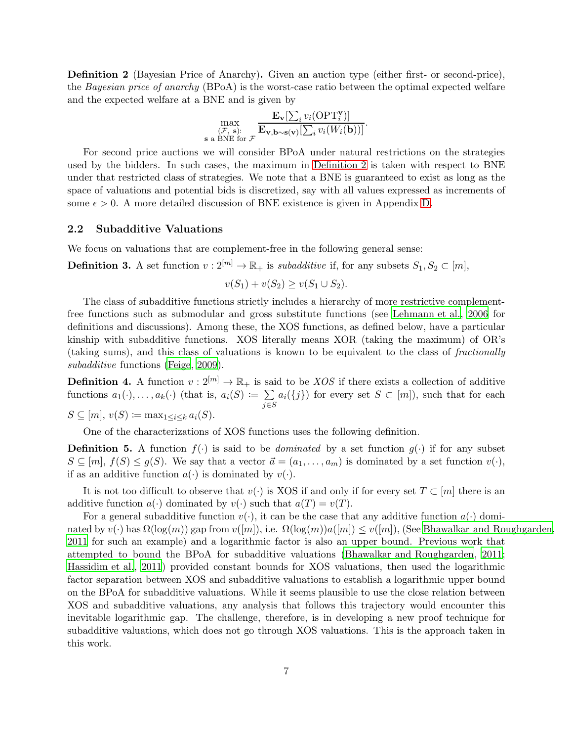**Definition 2** (Bayesian Price of Anarchy)**.** Given an auction type (either first- or second-price), the *Bayesian price of anarchy* (BPoA) is the worst-case ratio between the optimal expected welfare and the expected welfare at a BNE and is given by

$$\max_{\substack{(\mathcal{F},\,\mathbf{s}):\\ \mathbf{s}\text{ a BNE for }\mathcal{F}}} \frac{\mathbf{E}_{\mathbf{v}}[\sum_i v_i(\mathrm{OPT}_i^{\mathbf{v}})]}{\mathbf{E}_{\mathbf{v},\mathbf{b}\sim\mathbf{s}(\mathbf{v})}[\sum_i v_i(W_i(\mathbf{b}))]}.$$

For second price auctions we will consider BPoA under natural restrictions on the strategies used by the bidders. In such cases, the maximum in Definition 2 is taken with respect to BNE under that restricted class of strategies. We note that a BNE is guaranteed to exist as long as the space of valuations and potential bids is discretized, say with all values expressed as increments of some $\epsilon > 0$. A more detailed discussion of BNE existence is given in Appendix D.

### 2.2 Subadditive Valuations

We focus on valuations that are complement-free in the following general sense:

**Definition 3.** A set function $v : 2^{[m]} \to \mathbb{R}_+$ is *subadditive* if, for any subsets $S_1, S_2 \subset [m]$,

$$v(S_1) + v(S_2) \geq v(S_1 \cup S_2).$$

The class of subadditive functions strictly includes a hierarchy of more restrictive complement-free functions such as submodular and gross substitute functions (see Lehmann et al., 2006 for definitions and discussions). Among these, the XOS functions, as defined below, have a particular kinship with subadditive functions. XOS literally means XOR (taking the maximum) of OR's (taking sums), and this class of valuations is known to be equivalent to the class of *fractionally subadditive* functions (Feige, 2009).

**Definition 4.** A function $v : 2^{[m]} \to \mathbb{R}_+$ is said to be *XOS* if there exists a collection of additive functions $a_1(\cdot), \ldots, a_k(\cdot)$ (that is, $a_i(S) := \sum_{j \in S} a_i(\{j\})$ for every set $S \subset [m]$), such that for each $S \subseteq [m]$, $v(S) := \max_{1 \leq i \leq k} a_i(S)$.

One of the characterizations of XOS functions uses the following definition.

**Definition 5.** A function $f(\cdot)$ is said to be *dominated* by a set function $g(\cdot)$ if for any subset $S \subseteq [m]$, $f(S) \leq g(S)$. We say that a vector $\vec{a} = (a_1, \ldots, a_m)$ is dominated by a set function $v(\cdot)$, if as an additive function $a(\cdot)$ is dominated by $v(\cdot)$.

It is not too difficult to observe that $v(\cdot)$ is XOS if and only if for every set $T \subset [m]$ there is an additive function $a(\cdot)$ dominated by $v(\cdot)$ such that $a(T) = v(T)$.

For a general subadditive function $v(\cdot)$, it can be the case that any additive function $a(\cdot)$ dominated by $v(\cdot)$ has $\Omega(\log(m))$ gap from $v([m])$, i.e. $\Omega(\log(m))a([m]) \leq v([m])$, (See Bhawalkar and Roughgarden, 2011 for such an example) and a logarithmic factor is also an upper bound. Previous work that attempted to bound the BPoA for subadditive valuations (Bhawalkar and Roughgarden, 2011; Hassidim et al., 2011) provided constant bounds for XOS valuations, then used the logarithmic factor separation between XOS and subadditive valuations to establish a logarithmic upper bound on the BPoA for subadditive valuations. While it seems plausible to use the close relation between XOS and subadditive valuations, any analysis that follows this trajectory would encounter this inevitable logarithmic gap. The challenge, therefore, is in developing a new proof technique for subadditive valuations, which does not go through XOS valuations. This is the approach taken in this work.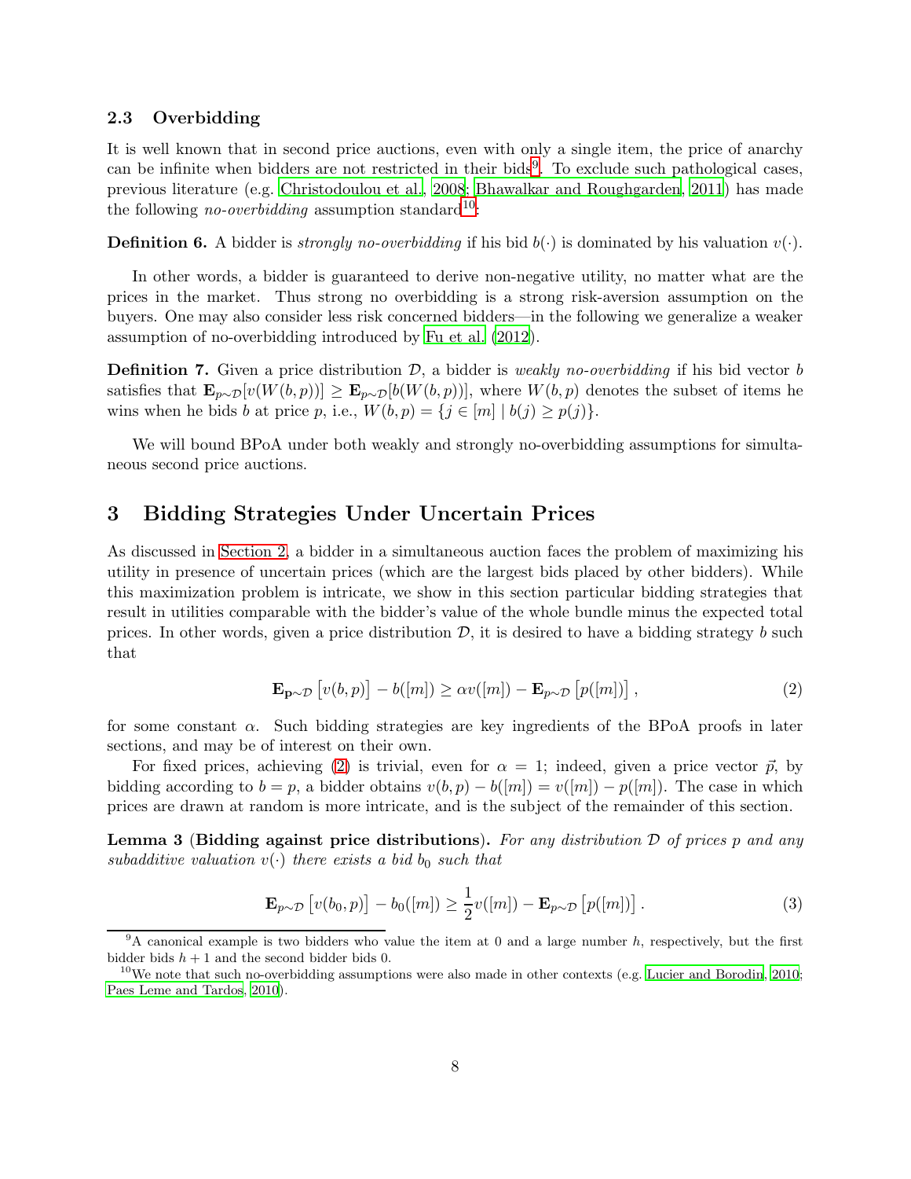### 2.3 Overbidding

It is well known that in second price auctions, even with only a single item, the price of anarchy can be infinite when bidders are not restricted in their bids[9]. To exclude such pathological cases, previous literature (e.g. Christodoulou et al., 2008; Bhawalkar and Roughgarden, 2011) has made the following *no-overbidding* assumption standard[10]:

**Definition 6.** A bidder is *strongly no-overbidding* if his bid $b(\cdot)$ is dominated by his valuation $v(\cdot)$.

In other words, a bidder is guaranteed to derive non-negative utility, no matter what are the prices in the market. Thus strong no overbidding is a strong risk-aversion assumption on the buyers. One may also consider less risk concerned bidders—in the following we generalize a weaker assumption of no-overbidding introduced by Fu et al. (2012).

**Definition 7.** Given a price distribution $\mathcal{D}$, a bidder is *weakly no-overbidding* if his bid vector $b$ satisfies that $\mathbf{E}_{p\sim\mathcal{D}}[v(W(b,p))] \geq \mathbf{E}_{p\sim\mathcal{D}}[b(W(b,p))]$, where $W(b,p)$ denotes the subset of items he wins when he bids $b$ at price $p$, i.e., $W(b,p) = \{j \in [m] \mid b(j) \geq p(j)\}$.

We will bound BPoA under both weakly and strongly no-overbidding assumptions for simultaneous second price auctions.

## 3 Bidding Strategies Under Uncertain Prices

As discussed in Section 2, a bidder in a simultaneous auction faces the problem of maximizing his utility in presence of uncertain prices (which are the largest bids placed by other bidders). While this maximization problem is intricate, we show in this section particular bidding strategies that result in utilities comparable with the bidder's value of the whole bundle minus the expected total prices. In other words, given a price distribution $\mathcal{D}$, it is desired to have a bidding strategy $b$ such that

$$\mathbf{E}_{\mathbf{p}\sim\mathcal{D}}\left[v(b,p)\right] - b([m]) \geq \alpha v([m]) - \mathbf{E}_{p\sim\mathcal{D}}\left[p([m])\right], \tag{2}$$

for some constant $\alpha$. Such bidding strategies are key ingredients of the BPoA proofs in later sections, and may be of interest on their own.

For fixed prices, achieving (2) is trivial, even for $\alpha = 1$; indeed, given a price vector $\vec{p}$, by bidding according to $b = p$, a bidder obtains $v(b,p) - b([m]) = v([m]) - p([m])$. The case in which prices are drawn at random is more intricate, and is the subject of the remainder of this section.

**Lemma 3 (Bidding against price distributions).** *For any distribution $\mathcal{D}$ of prices $p$ and any subadditive valuation $v(\cdot)$ there exists a bid $b_0$ such that*

$$\mathbf{E}_{p\sim\mathcal{D}}\left[v(b_0,p)\right] - b_0([m]) \geq \frac{1}{2}v([m]) - \mathbf{E}_{p\sim\mathcal{D}}\left[p([m])\right]. \tag{3}$$

[9] A canonical example is two bidders who value the item at 0 and a large number $h$, respectively, but the first bidder bids $h+1$ and the second bidder bids 0.

[10] We note that such no-overbidding assumptions were also made in other contexts (e.g. Lucier and Borodin, 2010; Paes Leme and Tardos, 2010).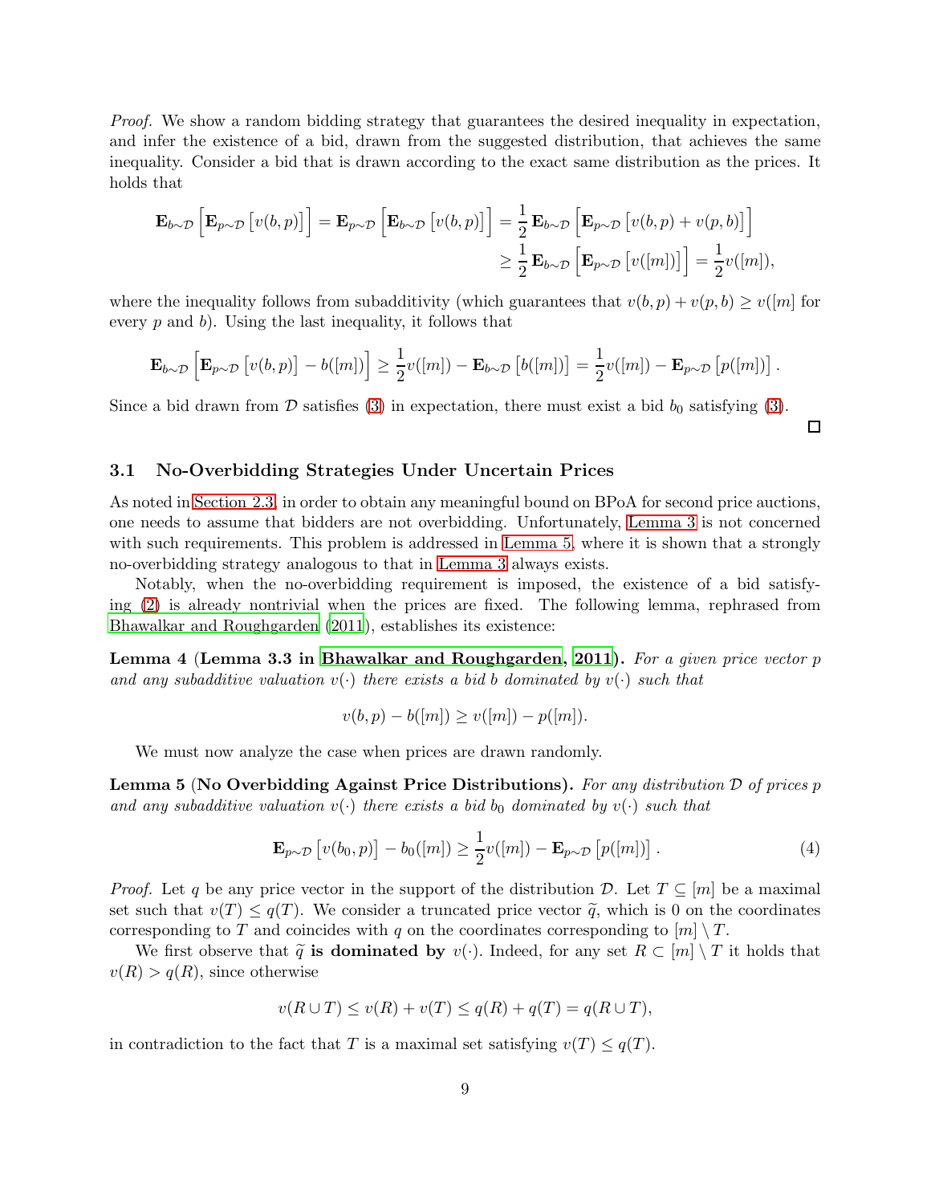*Proof.* We show a random bidding strategy that guarantees the desired inequality in expectation, and infer the existence of a bid, drawn from the suggested distribution, that achieves the same inequality. Consider a bid that is drawn according to the exact same distribution as the prices. It holds that

$$\mathbf{E}_{b\sim\mathcal{D}}\left[\mathbf{E}_{p\sim\mathcal{D}}\left[v(b,p)\right]\right] = \mathbf{E}_{p\sim\mathcal{D}}\left[\mathbf{E}_{b\sim\mathcal{D}}\left[v(b,p)\right]\right] = \frac{1}{2}\,\mathbf{E}_{b\sim\mathcal{D}}\left[\mathbf{E}_{p\sim\mathcal{D}}\left[v(b,p)+v(p,b)\right]\right]$$
$$\geq \frac{1}{2}\,\mathbf{E}_{b\sim\mathcal{D}}\left[\mathbf{E}_{p\sim\mathcal{D}}\left[v([m])\right]\right] = \frac{1}{2}v([m]),$$

where the inequality follows from subadditivity (which guarantees that $v(b,p)+v(p,b)\geq v([m]$ for every $p$ and $b$). Using the last inequality, it follows that

$$\mathbf{E}_{b\sim\mathcal{D}}\left[\mathbf{E}_{p\sim\mathcal{D}}\left[v(b,p)\right]-b([m])\right] \geq \frac{1}{2}v([m]) - \mathbf{E}_{b\sim\mathcal{D}}\left[b([m])\right] = \frac{1}{2}v([m]) - \mathbf{E}_{p\sim\mathcal{D}}\left[p([m])\right].$$

Since a bid drawn from $\mathcal{D}$ satisfies (3) in expectation, there must exist a bid $b_0$ satisfying (3). $\square$

### 3.1 No-Overbidding Strategies Under Uncertain Prices

As noted in Section 2.3, in order to obtain any meaningful bound on BPoA for second price auctions, one needs to assume that bidders are not overbidding. Unfortunately, Lemma 3 is not concerned with such requirements. This problem is addressed in Lemma 5, where it is shown that a strongly no-overbidding strategy analogous to that in Lemma 3 always exists.

Notably, when the no-overbidding requirement is imposed, the existence of a bid satisfying (2) is already nontrivial when the prices are fixed. The following lemma, rephrased from Bhawalkar and Roughgarden (2011), establishes its existence:

**Lemma 4 (Lemma 3.3 in Bhawalkar and Roughgarden, 2011).** *For a given price vector $p$ and any subadditive valuation $v(\cdot)$ there exists a bid $b$ dominated by $v(\cdot)$ such that*

$$v(b,p) - b([m]) \geq v([m]) - p([m]).$$

We must now analyze the case when prices are drawn randomly.

**Lemma 5 (No Overbidding Against Price Distributions).** *For any distribution $\mathcal{D}$ of prices $p$ and any subadditive valuation $v(\cdot)$ there exists a bid $b_0$ dominated by $v(\cdot)$ such that*

$$\mathbf{E}_{p\sim\mathcal{D}}\left[v(b_0,p)\right] - b_0([m]) \geq \frac{1}{2}v([m]) - \mathbf{E}_{p\sim\mathcal{D}}\left[p([m])\right]. \tag{4}$$

*Proof.* Let $q$ be any price vector in the support of the distribution $\mathcal{D}$. Let $T\subseteq[m]$ be a maximal set such that $v(T)\leq q(T)$. We consider a truncated price vector $\widetilde{q}$, which is 0 on the coordinates corresponding to $T$ and coincides with $q$ on the coordinates corresponding to $[m]\setminus T$.

We first observe that $\widetilde{q}$ **is dominated by** $v(\cdot)$. Indeed, for any set $R\subset[m]\setminus T$ it holds that $v(R)>q(R)$, since otherwise

$$v(R\cup T)\leq v(R)+v(T)\leq q(R)+q(T)=q(R\cup T),$$

in contradiction to the fact that $T$ is a maximal set satisfying $v(T)\leq q(T)$.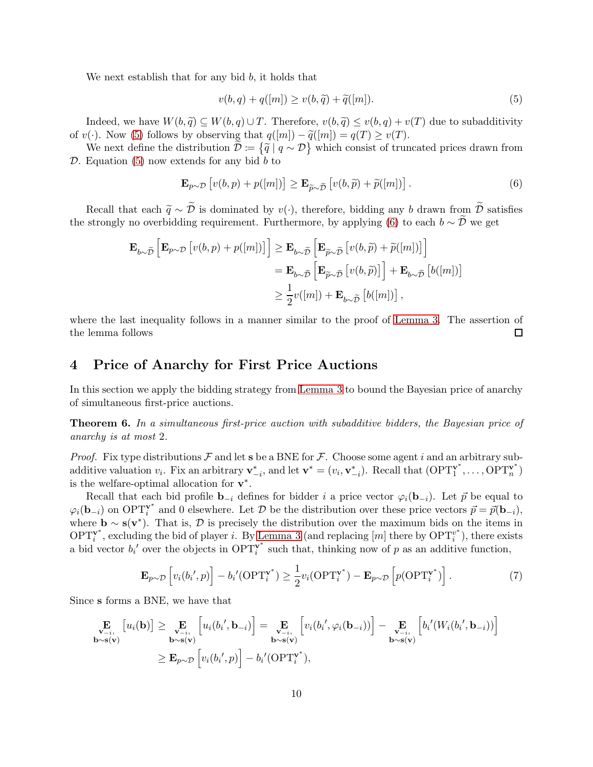We next establish that for any bid $b$, it holds that

$$v(b,q) + q([m]) \geq v(b,\widetilde{q}) + \widetilde{q}([m]). \tag{5}$$

Indeed, we have $W(b,\widetilde{q}) \subseteq W(b,q) \cup T$. Therefore, $v(b,\widetilde{q}) \leq v(b,q) + v(T)$ due to subadditivity of $v(\cdot)$. Now (5) follows by observing that $q([m]) - \widetilde{q}([m]) = q(T) \geq v(T)$.

We next define the distribution $\widetilde{\mathcal{D}} := \left\{\widetilde{q} \mid q \sim \mathcal{D}\right\}$ which consist of truncated prices drawn from $\mathcal{D}$. Equation (5) now extends for any bid $b$ to

$$\mathbf{E}_{p\sim\mathcal{D}}\left[v(b,p) + p([m])\right] \geq \mathbf{E}_{\widetilde{p}\sim\widetilde{\mathcal{D}}}\left[v(b,\widetilde{p}) + \widetilde{p}([m])\right]. \tag{6}$$

Recall that each $\widetilde{q} \sim \widetilde{\mathcal{D}}$ is dominated by $v(\cdot)$, therefore, bidding any $b$ drawn from $\widetilde{\mathcal{D}}$ satisfies the strongly no overbidding requirement. Furthermore, by applying (6) to each $b \sim \widetilde{\mathcal{D}}$ we get

$$\begin{aligned}
\mathbf{E}_{b\sim\widetilde{\mathcal{D}}}\Big[\mathbf{E}_{p\sim\mathcal{D}}\left[v(b,p) + p([m])\right]\Big] &\geq \mathbf{E}_{b\sim\widetilde{\mathcal{D}}}\Big[\mathbf{E}_{\widetilde{p}\sim\widetilde{\mathcal{D}}}\left[v(b,\widetilde{p}) + \widetilde{p}([m])\right]\Big] \\
&= \mathbf{E}_{b\sim\widetilde{\mathcal{D}}}\Big[\mathbf{E}_{\widetilde{p}\sim\widetilde{\mathcal{D}}}\left[v(b,\widetilde{p})\right]\Big] + \mathbf{E}_{b\sim\widetilde{\mathcal{D}}}\left[b([m])\right] \\
&\geq \frac{1}{2}v([m]) + \mathbf{E}_{b\sim\widetilde{\mathcal{D}}}\left[b([m])\right],
\end{aligned}$$

where the last inequality follows in a manner similar to the proof of Lemma 3. The assertion of the lemma follows $\square$

## 4 Price of Anarchy for First Price Auctions

In this section we apply the bidding strategy from Lemma 3 to bound the Bayesian price of anarchy of simultaneous first-price auctions.

**Theorem 6.** *In a simultaneous first-price auction with subadditive bidders, the Bayesian price of anarchy is at most* 2*.*

*Proof.* Fix type distributions $\mathcal{F}$ and let $\mathbf{s}$ be a BNE for $\mathcal{F}$. Choose some agent $i$ and an arbitrary subadditive valuation $v_i$. Fix an arbitrary $\mathbf{v}^*_{-i}$, and let $\mathbf{v}^* = (v_i, \mathbf{v}^*_{-i})$. Recall that $(\mathrm{OPT}_1^{\mathbf{v}^*}, \ldots, \mathrm{OPT}_n^{\mathbf{v}^*})$ is the welfare-optimal allocation for $\mathbf{v}^*$.

Recall that each bid profile $\mathbf{b}_{-i}$ defines for bidder $i$ a price vector $\varphi_i(\mathbf{b}_{-i})$. Let $\vec{p}$ be equal to $\varphi_i(\mathbf{b}_{-i})$ on $\mathrm{OPT}_i^{\mathbf{v}^*}$ and 0 elsewhere. Let $\mathcal{D}$ be the distribution over these price vectors $\vec{p} = \vec{p}(\mathbf{b}_{-i})$, where $\mathbf{b} \sim \mathbf{s}(\mathbf{v}^*)$. That is, $\mathcal{D}$ is precisely the distribution over the maximum bids on the items in $\mathrm{OPT}_i^{\mathbf{v}^*}$, excluding the bid of player $i$. By Lemma 3 (and replacing $[m]$ there by $\mathrm{OPT}_i^{v^*}$), there exists a bid vector $b_i'$ over the objects in $\mathrm{OPT}_i^{\mathbf{v}^*}$ such that, thinking now of $p$ as an additive function,

$$\mathbf{E}_{p\sim\mathcal{D}}\left[v_i(b_i', p)\right] - b_i'(\mathrm{OPT}_i^{\mathbf{v}^*}) \geq \frac{1}{2}v_i(\mathrm{OPT}_i^{\mathbf{v}^*}) - \mathbf{E}_{p\sim\mathcal{D}}\left[p(\mathrm{OPT}_i^{\mathbf{v}^*})\right]. \tag{7}$$

Since $\mathbf{s}$ forms a BNE, we have that

$$\begin{aligned}
\mathop{\mathbf{E}}_{\substack{\mathbf{v}_{-i},\\ \mathbf{b}\sim\mathbf{s}(\mathbf{v})}}\left[u_i(\mathbf{b})\right] \geq \mathop{\mathbf{E}}_{\substack{\mathbf{v}_{-i},\\ \mathbf{b}\sim\mathbf{s}(\mathbf{v})}}\left[u_i(b_i', \mathbf{b}_{-i})\right] &= \mathop{\mathbf{E}}_{\substack{\mathbf{v}_{-i},\\ \mathbf{b}\sim\mathbf{s}(\mathbf{v})}}\left[v_i(b_i', \varphi_i(\mathbf{b}_{-i}))\right] - \mathop{\mathbf{E}}_{\substack{\mathbf{v}_{-i},\\ \mathbf{b}\sim\mathbf{s}(\mathbf{v})}}\left[b_i'(W_i(b_i', \mathbf{b}_{-i}))\right] \\
&\geq \mathbf{E}_{p\sim\mathcal{D}}\left[v_i(b_i', p)\right] - b_i'(\mathrm{OPT}_i^{\mathbf{v}^*}),
\end{aligned}$$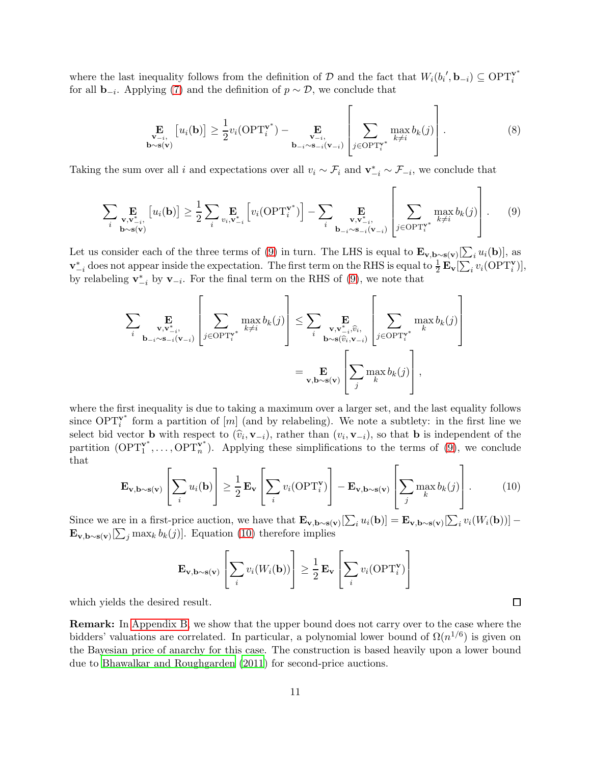where the last inequality follows from the definition of $\mathcal{D}$ and the fact that $W_i(b_i', \mathbf{b}_{-i}) \subseteq \mathrm{OPT}_i^{\mathbf{v}^*}$ for all $\mathbf{b}_{-i}$. Applying (7) and the definition of $p \sim \mathcal{D}$, we conclude that

$$\mathop{\mathbf{E}}_{\substack{\mathbf{v}_{-i},\\ \mathbf{b}\sim\mathbf{s}(\mathbf{v})}} \left[u_i(\mathbf{b})\right] \geq \frac{1}{2} v_i(\mathrm{OPT}_i^{\mathbf{v}^*}) - \mathop{\mathbf{E}}_{\substack{\mathbf{v}_{-i},\\ \mathbf{b}_{-i}\sim\mathbf{s}_{-i}(\mathbf{v}_{-i})}} \left[\sum_{j \in \mathrm{OPT}_i^{\mathbf{v}^*}} \max_{k \neq i} b_k(j)\right]. \tag{8}$$

Taking the sum over all $i$ and expectations over all $v_i \sim \mathcal{F}_i$ and $\mathbf{v}_{-i}^* \sim \mathcal{F}_{-i}$, we conclude that

$$\sum_i \mathop{\mathbf{E}}_{\substack{\mathbf{v},\mathbf{v}_{-i}^*,\\ \mathbf{b}\sim\mathbf{s}(\mathbf{v})}} \left[u_i(\mathbf{b})\right] \geq \frac{1}{2} \sum_i \mathop{\mathbf{E}}_{v_i, \mathbf{v}_{-i}^*} \left[v_i(\mathrm{OPT}_i^{\mathbf{v}^*})\right] - \sum_i \mathop{\mathbf{E}}_{\substack{\mathbf{v},\mathbf{v}_{-i}^*,\\ \mathbf{b}_{-i}\sim\mathbf{s}_{-i}(\mathbf{v}_{-i})}} \left[\sum_{j \in \mathrm{OPT}_i^{\mathbf{v}^*}} \max_{k \neq i} b_k(j)\right]. \tag{9}$$

Let us consider each of the three terms of (9) in turn. The LHS is equal to $\mathbf{E}_{\mathbf{v},\mathbf{b}\sim\mathbf{s}(\mathbf{v})}[\sum_i u_i(\mathbf{b})]$, as $\mathbf{v}_{-i}^*$ does not appear inside the expectation. The first term on the RHS is equal to $\frac{1}{2}\mathbf{E}_{\mathbf{v}}[\sum_i v_i(\mathrm{OPT}_i^{\mathbf{v}})]$, by relabeling $\mathbf{v}_{-i}^*$ by $\mathbf{v}_{-i}$. For the final term on the RHS of (9), we note that

$$\begin{aligned}
\sum_i \mathop{\mathbf{E}}_{\substack{\mathbf{v},\mathbf{v}_{-i}^*,\\ \mathbf{b}_{-i}\sim\mathbf{s}_{-i}(\mathbf{v}_{-i})}} \left[\sum_{j \in \mathrm{OPT}_i^{\mathbf{v}^*}} \max_{k \neq i} b_k(j)\right] &\leq \sum_i \mathop{\mathbf{E}}_{\substack{\mathbf{v},\mathbf{v}_{-i}^*,\widehat{v}_i,\\ \mathbf{b}\sim\mathbf{s}(\widehat{v}_i,\mathbf{v}_{-i})}} \left[\sum_{j \in \mathrm{OPT}_i^{\mathbf{v}^*}} \max_{k} b_k(j)\right] \\
&= \mathop{\mathbf{E}}_{\mathbf{v},\mathbf{b}\sim\mathbf{s}(\mathbf{v})} \left[\sum_j \max_k b_k(j)\right],
\end{aligned}$$

where the first inequality is due to taking a maximum over a larger set, and the last equality follows since $\mathrm{OPT}_i^{\mathbf{v}^*}$ form a partition of $[m]$ (and by relabeling). We note a subtlety: in the first line we select bid vector $\mathbf{b}$ with respect to $(\widehat{v}_i, \mathbf{v}_{-i})$, rather than $(v_i, \mathbf{v}_{-i})$, so that $\mathbf{b}$ is independent of the partition $(\mathrm{OPT}_1^{\mathbf{v}^*}, \ldots, \mathrm{OPT}_n^{\mathbf{v}^*})$. Applying these simplifications to the terms of (9), we conclude that

$$\mathbf{E}_{\mathbf{v},\mathbf{b}\sim\mathbf{s}(\mathbf{v})}\left[\sum_i u_i(\mathbf{b})\right] \geq \frac{1}{2}\mathbf{E}_{\mathbf{v}}\left[\sum_i v_i(\mathrm{OPT}_i^{\mathbf{v}})\right] - \mathbf{E}_{\mathbf{v},\mathbf{b}\sim\mathbf{s}(\mathbf{v})}\left[\sum_j \max_k b_k(j)\right]. \tag{10}$$

Since we are in a first-price auction, we have that $\mathbf{E}_{\mathbf{v},\mathbf{b}\sim\mathbf{s}(\mathbf{v})}[\sum_i u_i(\mathbf{b})] = \mathbf{E}_{\mathbf{v},\mathbf{b}\sim\mathbf{s}(\mathbf{v})}[\sum_i v_i(W_i(\mathbf{b}))] - \mathbf{E}_{\mathbf{v},\mathbf{b}\sim\mathbf{s}(\mathbf{v})}[\sum_j \max_k b_k(j)]$. Equation (10) therefore implies

$$\mathbf{E}_{\mathbf{v},\mathbf{b}\sim\mathbf{s}(\mathbf{v})}\left[\sum_i v_i(W_i(\mathbf{b}))\right] \geq \frac{1}{2}\mathbf{E}_{\mathbf{v}}\left[\sum_i v_i(\mathrm{OPT}_i^{\mathbf{v}})\right]$$

which yields the desired result. ∎

**Remark:** In Appendix B, we show that the upper bound does not carry over to the case where the bidders' valuations are correlated. In particular, a polynomial lower bound of $\Omega(n^{1/6})$ is given on the Bayesian price of anarchy for this case. The construction is based heavily upon a lower bound due to Bhawalkar and Roughgarden (2011) for second-price auctions.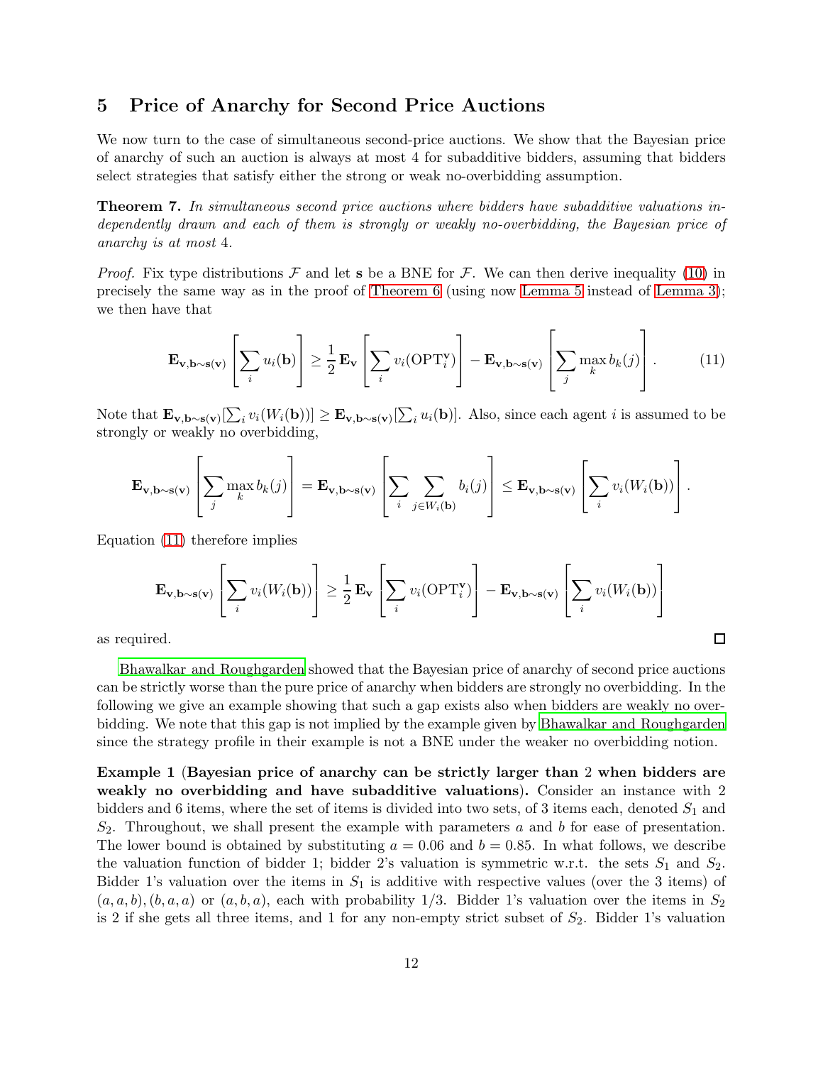## 5 Price of Anarchy for Second Price Auctions

We now turn to the case of simultaneous second-price auctions. We show that the Bayesian price of anarchy of such an auction is always at most 4 for subadditive bidders, assuming that bidders select strategies that satisfy either the strong or weak no-overbidding assumption.

**Theorem 7.** *In simultaneous second price auctions where bidders have subadditive valuations independently drawn and each of them is strongly or weakly no-overbidding, the Bayesian price of anarchy is at most 4.*

*Proof.* Fix type distributions $\mathcal{F}$ and let $\mathbf{s}$ be a BNE for $\mathcal{F}$. We can then derive inequality (10) in precisely the same way as in the proof of Theorem 6 (using now Lemma 5 instead of Lemma 3); we then have that

$$\mathbf{E}_{\mathbf{v},\mathbf{b}\sim\mathbf{s}(\mathbf{v})}\left[\sum_i u_i(\mathbf{b})\right] \geq \frac{1}{2}\mathbf{E}_{\mathbf{v}}\left[\sum_i v_i(\mathrm{OPT}_i^{\mathbf{v}})\right] - \mathbf{E}_{\mathbf{v},\mathbf{b}\sim\mathbf{s}(\mathbf{v})}\left[\sum_j \max_k b_k(j)\right]. \tag{11}$$

Note that $\mathbf{E}_{\mathbf{v},\mathbf{b}\sim\mathbf{s}(\mathbf{v})}[\sum_i v_i(W_i(\mathbf{b}))] \geq \mathbf{E}_{\mathbf{v},\mathbf{b}\sim\mathbf{s}(\mathbf{v})}[\sum_i u_i(\mathbf{b})]$. Also, since each agent $i$ is assumed to be strongly or weakly no overbidding,

$$\mathbf{E}_{\mathbf{v},\mathbf{b}\sim\mathbf{s}(\mathbf{v})}\left[\sum_j \max_k b_k(j)\right] = \mathbf{E}_{\mathbf{v},\mathbf{b}\sim\mathbf{s}(\mathbf{v})}\left[\sum_i \sum_{j\in W_i(\mathbf{b})} b_i(j)\right] \leq \mathbf{E}_{\mathbf{v},\mathbf{b}\sim\mathbf{s}(\mathbf{v})}\left[\sum_i v_i(W_i(\mathbf{b}))\right].$$

Equation (11) therefore implies

$$\mathbf{E}_{\mathbf{v},\mathbf{b}\sim\mathbf{s}(\mathbf{v})}\left[\sum_i v_i(W_i(\mathbf{b}))\right] \geq \frac{1}{2}\mathbf{E}_{\mathbf{v}}\left[\sum_i v_i(\mathrm{OPT}_i^{\mathbf{v}})\right] - \mathbf{E}_{\mathbf{v},\mathbf{b}\sim\mathbf{s}(\mathbf{v})}\left[\sum_i v_i(W_i(\mathbf{b}))\right]$$

as required. □

Bhawalkar and Roughgarden showed that the Bayesian price of anarchy of second price auctions can be strictly worse than the pure price of anarchy when bidders are strongly no overbidding. In the following we give an example showing that such a gap exists also when bidders are weakly no overbidding. We note that this gap is not implied by the example given by Bhawalkar and Roughgarden since the strategy profile in their example is not a BNE under the weaker no overbidding notion.

**Example 1** (**Bayesian price of anarchy can be strictly larger than 2 when bidders are weakly no overbidding and have subadditive valuations**). Consider an instance with 2 bidders and 6 items, where the set of items is divided into two sets, of 3 items each, denoted $S_1$ and $S_2$. Throughout, we shall present the example with parameters $a$ and $b$ for ease of presentation. The lower bound is obtained by substituting $a = 0.06$ and $b = 0.85$. In what follows, we describe the valuation function of bidder 1; bidder 2's valuation is symmetric w.r.t. the sets $S_1$ and $S_2$. Bidder 1's valuation over the items in $S_1$ is additive with respective values (over the 3 items) of $(a, a, b), (b, a, a)$ or $(a, b, a)$, each with probability 1/3. Bidder 1's valuation over the items in $S_2$ is 2 if she gets all three items, and 1 for any non-empty strict subset of $S_2$. Bidder 1's valuation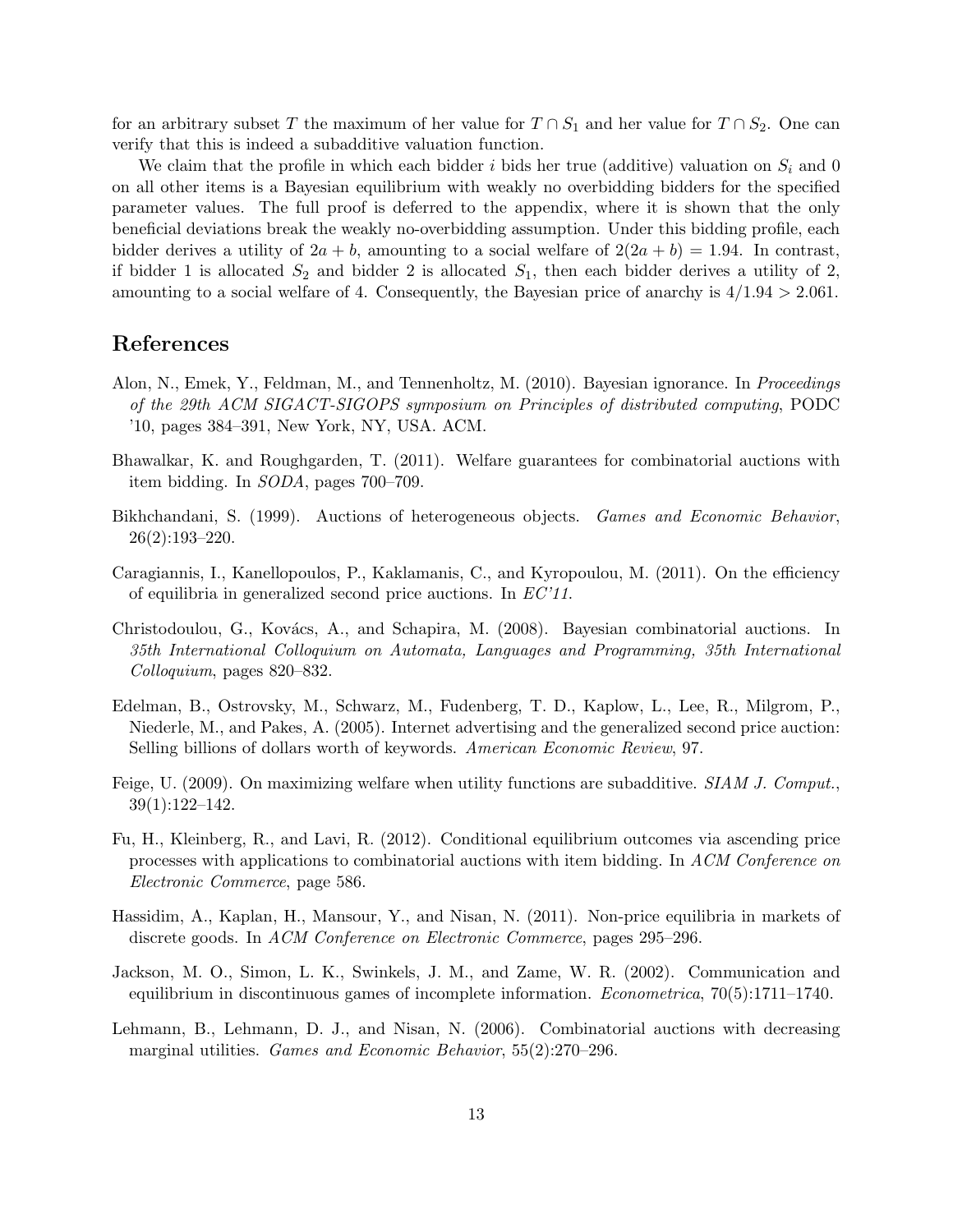for an arbitrary subset $T$ the maximum of her value for $T \cap S_1$ and her value for $T \cap S_2$. One can verify that this is indeed a subadditive valuation function.

We claim that the profile in which each bidder $i$ bids her true (additive) valuation on $S_i$ and 0 on all other items is a Bayesian equilibrium with weakly no overbidding bidders for the specified parameter values. The full proof is deferred to the appendix, where it is shown that the only beneficial deviations break the weakly no-overbidding assumption. Under this bidding profile, each bidder derives a utility of $2a + b$, amounting to a social welfare of $2(2a + b) = 1.94$. In contrast, if bidder 1 is allocated $S_2$ and bidder 2 is allocated $S_1$, then each bidder derives a utility of 2, amounting to a social welfare of 4. Consequently, the Bayesian price of anarchy is $4/1.94 > 2.061$.

## References

Alon, N., Emek, Y., Feldman, M., and Tennenholtz, M. (2010). Bayesian ignorance. In *Proceedings of the 29th ACM SIGACT-SIGOPS symposium on Principles of distributed computing*, PODC '10, pages 384–391, New York, NY, USA. ACM.

Bhawalkar, K. and Roughgarden, T. (2011). Welfare guarantees for combinatorial auctions with item bidding. In *SODA*, pages 700–709.

Bikhchandani, S. (1999). Auctions of heterogeneous objects. *Games and Economic Behavior*, 26(2):193–220.

Caragiannis, I., Kanellopoulos, P., Kaklamanis, C., and Kyropoulou, M. (2011). On the efficiency of equilibria in generalized second price auctions. In *EC'11*.

Christodoulou, G., Kovács, A., and Schapira, M. (2008). Bayesian combinatorial auctions. In *35th International Colloquium on Automata, Languages and Programming, 35th International Colloquium*, pages 820–832.

Edelman, B., Ostrovsky, M., Schwarz, M., Fudenberg, T. D., Kaplow, L., Lee, R., Milgrom, P., Niederle, M., and Pakes, A. (2005). Internet advertising and the generalized second price auction: Selling billions of dollars worth of keywords. *American Economic Review*, 97.

Feige, U. (2009). On maximizing welfare when utility functions are subadditive. *SIAM J. Comput.*, 39(1):122–142.

Fu, H., Kleinberg, R., and Lavi, R. (2012). Conditional equilibrium outcomes via ascending price processes with applications to combinatorial auctions with item bidding. In *ACM Conference on Electronic Commerce*, page 586.

Hassidim, A., Kaplan, H., Mansour, Y., and Nisan, N. (2011). Non-price equilibria in markets of discrete goods. In *ACM Conference on Electronic Commerce*, pages 295–296.

Jackson, M. O., Simon, L. K., Swinkels, J. M., and Zame, W. R. (2002). Communication and equilibrium in discontinuous games of incomplete information. *Econometrica*, 70(5):1711–1740.

Lehmann, B., Lehmann, D. J., and Nisan, N. (2006). Combinatorial auctions with decreasing marginal utilities. *Games and Economic Behavior*, 55(2):270–296.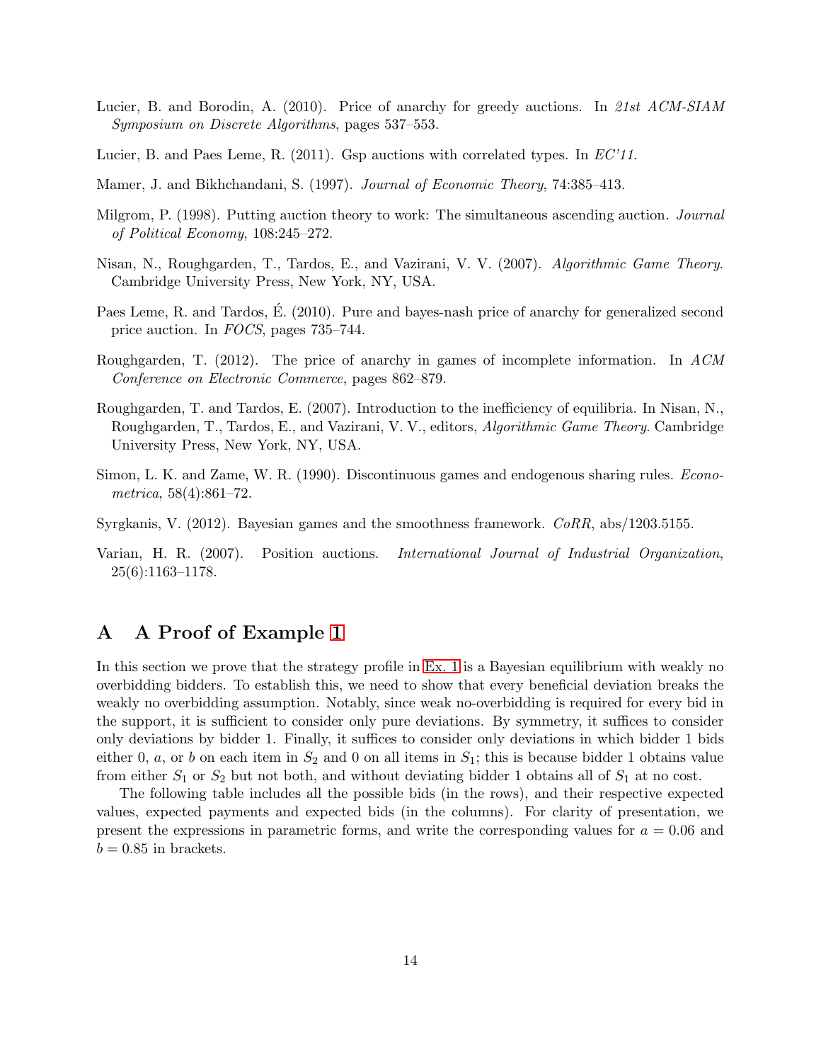Lucier, B. and Borodin, A. (2010). Price of anarchy for greedy auctions. In *21st ACM-SIAM Symposium on Discrete Algorithms*, pages 537–553.

Lucier, B. and Paes Leme, R. (2011). Gsp auctions with correlated types. In *EC'11*.

Mamer, J. and Bikhchandani, S. (1997). *Journal of Economic Theory*, 74:385–413.

Milgrom, P. (1998). Putting auction theory to work: The simultaneous ascending auction. *Journal of Political Economy*, 108:245–272.

Nisan, N., Roughgarden, T., Tardos, E., and Vazirani, V. V. (2007). *Algorithmic Game Theory*. Cambridge University Press, New York, NY, USA.

Paes Leme, R. and Tardos, É. (2010). Pure and bayes-nash price of anarchy for generalized second price auction. In *FOCS*, pages 735–744.

Roughgarden, T. (2012). The price of anarchy in games of incomplete information. In *ACM Conference on Electronic Commerce*, pages 862–879.

Roughgarden, T. and Tardos, E. (2007). Introduction to the inefficiency of equilibria. In Nisan, N., Roughgarden, T., Tardos, E., and Vazirani, V. V., editors, *Algorithmic Game Theory*. Cambridge University Press, New York, NY, USA.

Simon, L. K. and Zame, W. R. (1990). Discontinuous games and endogenous sharing rules. *Econometrica*, 58(4):861–72.

Syrgkanis, V. (2012). Bayesian games and the smoothness framework. *CoRR*, abs/1203.5155.

Varian, H. R. (2007). Position auctions. *International Journal of Industrial Organization*, 25(6):1163–1178.

# A A Proof of Example 1

In this section we prove that the strategy profile in Ex. 1 is a Bayesian equilibrium with weakly no overbidding bidders. To establish this, we need to show that every beneficial deviation breaks the weakly no overbidding assumption. Notably, since weak no-overbidding is required for every bid in the support, it is sufficient to consider only pure deviations. By symmetry, it suffices to consider only deviations by bidder 1. Finally, it suffices to consider only deviations in which bidder 1 bids either 0, $a$, or $b$ on each item in $S_2$ and 0 on all items in $S_1$; this is because bidder 1 obtains value from either $S_1$ or $S_2$ but not both, and without deviating bidder 1 obtains all of $S_1$ at no cost.

The following table includes all the possible bids (in the rows), and their respective expected values, expected payments and expected bids (in the columns). For clarity of presentation, we present the expressions in parametric forms, and write the corresponding values for $a = 0.06$ and $b = 0.85$ in brackets.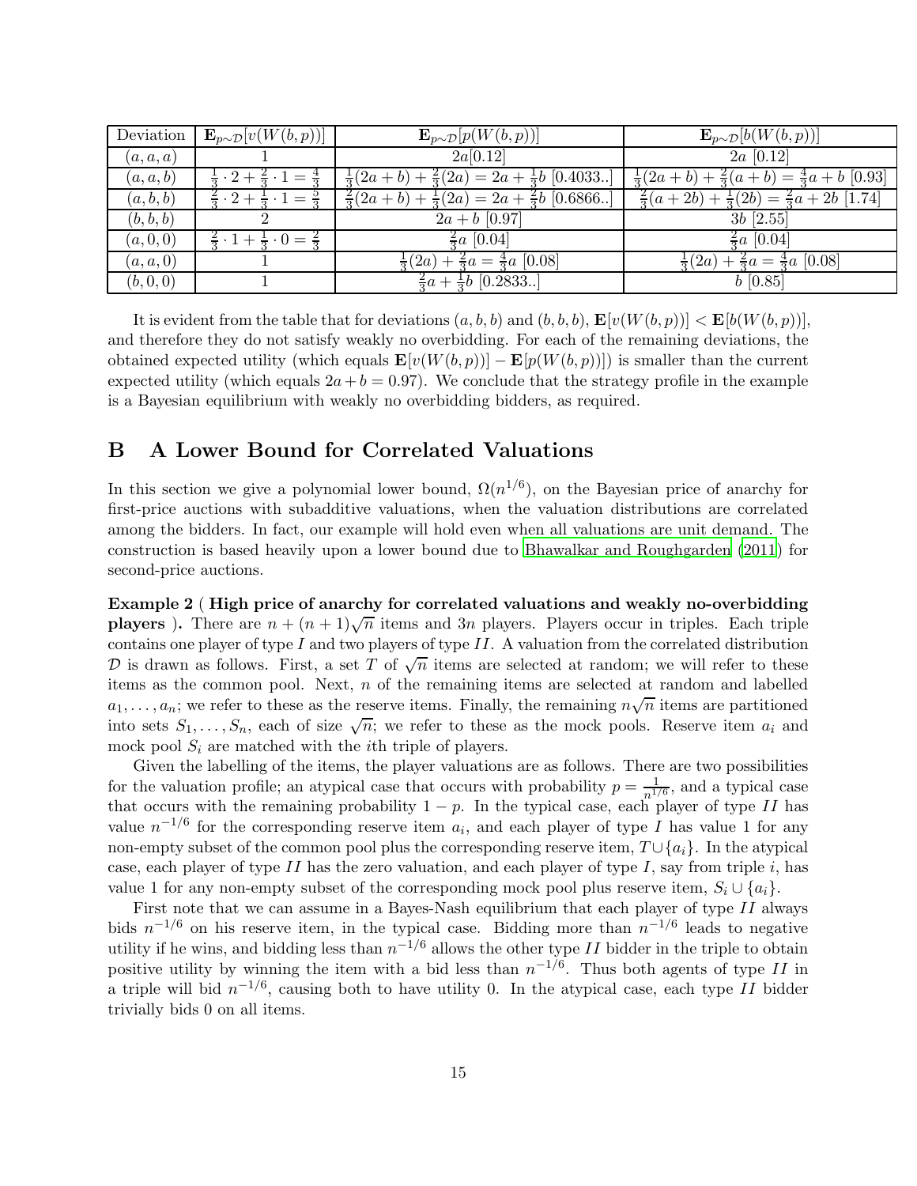| Deviation | $\mathbf{E}_{p\sim\mathcal{D}}[v(W(b,p))]$ | $\mathbf{E}_{p\sim\mathcal{D}}[p(W(b,p))]$ | $\mathbf{E}_{p\sim\mathcal{D}}[b(W(b,p))]$ |
|---|---|---|---|
| $(a,a,a)$ | 1 | $2a[0.12]$ | $2a$ $[0.12]$ |
| $(a,a,b)$ | $\frac{1}{3}\cdot 2+\frac{2}{3}\cdot 1=\frac{4}{3}$ | $\frac{1}{3}(2a+b)+\frac{2}{3}(2a)=2a+\frac{1}{3}b$ $[0.4033..]$ | $\frac{1}{3}(2a+b)+\frac{2}{3}(a+b)=\frac{4}{3}a+b$ $[0.93]$ |
| $(a,b,b)$ | $\frac{2}{3}\cdot 2+\frac{1}{3}\cdot 1=\frac{5}{3}$ | $\frac{2}{3}(2a+b)+\frac{1}{3}(2a)=2a+\frac{2}{3}b$ $[0.6866..]$ | $\frac{2}{3}(a+2b)+\frac{1}{3}(2b)=\frac{2}{3}a+2b$ $[1.74]$ |
| $(b,b,b)$ | 2 | $2a+b$ $[0.97]$ | $3b$ $[2.55]$ |
| $(a,0,0)$ | $\frac{2}{3}\cdot 1+\frac{1}{3}\cdot 0=\frac{2}{3}$ | $\frac{2}{3}a$ $[0.04]$ | $\frac{2}{3}a$ $[0.04]$ |
| $(a,a,0)$ | 1 | $\frac{1}{3}(2a)+\frac{2}{3}a=\frac{4}{3}a$ $[0.08]$ | $\frac{1}{3}(2a)+\frac{2}{3}a=\frac{4}{3}a$ $[0.08]$ |
| $(b,0,0)$ | 1 | $\frac{2}{3}a+\frac{1}{3}b$ $[0.2833..]$ | $b$ $[0.85]$ |

It is evident from the table that for deviations $(a,b,b)$ and $(b,b,b)$, $\mathbf{E}[v(W(b,p))] < \mathbf{E}[b(W(b,p))]$, and therefore they do not satisfy weakly no overbidding. For each of the remaining deviations, the obtained expected utility (which equals $\mathbf{E}[v(W(b,p))] - \mathbf{E}[p(W(b,p))]$) is smaller than the current expected utility (which equals $2a+b=0.97$). We conclude that the strategy profile in the example is a Bayesian equilibrium with weakly no overbidding bidders, as required.

# B A Lower Bound for Correlated Valuations

In this section we give a polynomial lower bound, $\Omega(n^{1/6})$, on the Bayesian price of anarchy for first-price auctions with subadditive valuations, when the valuation distributions are correlated among the bidders. In fact, our example will hold even when all valuations are unit demand. The construction is based heavily upon a lower bound due to Bhawalkar and Roughgarden (2011) for second-price auctions.

**Example 2 ( High price of anarchy for correlated valuations and weakly no-overbidding players ).** There are $n+(n+1)\sqrt{n}$ items and $3n$ players. Players occur in triples. Each triple contains one player of type $I$ and two players of type $II$. A valuation from the correlated distribution $\mathcal{D}$ is drawn as follows. First, a set $T$ of $\sqrt{n}$ items are selected at random; we will refer to these items as the common pool. Next, $n$ of the remaining items are selected at random and labelled $a_1,\ldots,a_n$; we refer to these as the reserve items. Finally, the remaining $n\sqrt{n}$ items are partitioned into sets $S_1,\ldots,S_n$, each of size $\sqrt{n}$; we refer to these as the mock pools. Reserve item $a_i$ and mock pool $S_i$ are matched with the $i$th triple of players.

Given the labelling of the items, the player valuations are as follows. There are two possibilities for the valuation profile; an atypical case that occurs with probability $p=\frac{1}{n^{1/6}}$, and a typical case that occurs with the remaining probability $1-p$. In the typical case, each player of type $II$ has value $n^{-1/6}$ for the corresponding reserve item $a_i$, and each player of type $I$ has value 1 for any non-empty subset of the common pool plus the corresponding reserve item, $T\cup\{a_i\}$. In the atypical case, each player of type $II$ has the zero valuation, and each player of type $I$, say from triple $i$, has value 1 for any non-empty subset of the corresponding mock pool plus reserve item, $S_i\cup\{a_i\}$.

First note that we can assume in a Bayes-Nash equilibrium that each player of type $II$ always bids $n^{-1/6}$ on his reserve item, in the typical case. Bidding more than $n^{-1/6}$ leads to negative utility if he wins, and bidding less than $n^{-1/6}$ allows the other type $II$ bidder in the triple to obtain positive utility by winning the item with a bid less than $n^{-1/6}$. Thus both agents of type $II$ in a triple will bid $n^{-1/6}$, causing both to have utility 0. In the atypical case, each type $II$ bidder trivially bids 0 on all items.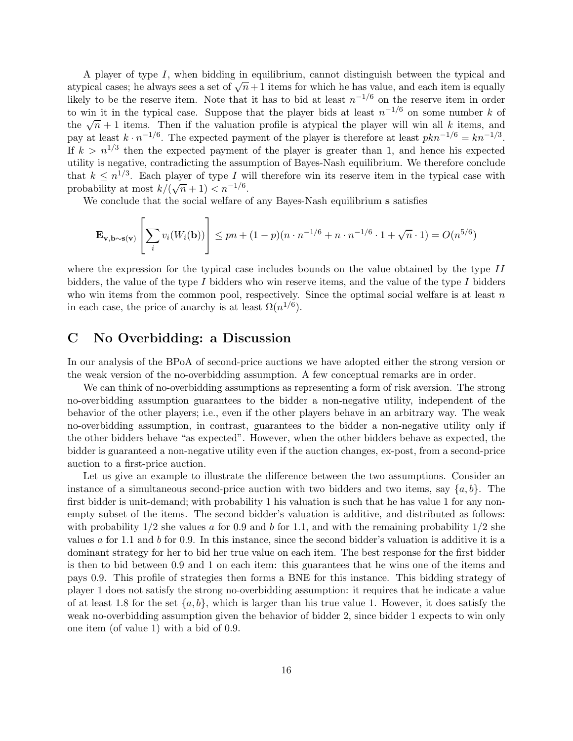A player of type $I$, when bidding in equilibrium, cannot distinguish between the typical and atypical cases; he always sees a set of $\sqrt{n}+1$ items for which he has value, and each item is equally likely to be the reserve item. Note that it has to bid at least $n^{-1/6}$ on the reserve item in order to win it in the typical case. Suppose that the player bids at least $n^{-1/6}$ on some number $k$ of the $\sqrt{n}+1$ items. Then if the valuation profile is atypical the player will win all $k$ items, and pay at least $k \cdot n^{-1/6}$. The expected payment of the player is therefore at least $pkn^{-1/6} = kn^{-1/3}$. If $k > n^{1/3}$ then the expected payment of the player is greater than 1, and hence his expected utility is negative, contradicting the assumption of Bayes-Nash equilibrium. We therefore conclude that $k \leq n^{1/3}$. Each player of type $I$ will therefore win its reserve item in the typical case with probability at most $k/(\sqrt{n}+1) < n^{-1/6}$.

We conclude that the social welfare of any Bayes-Nash equilibrium $\mathbf{s}$ satisfies

$$\mathbf{E}_{\mathbf{v},\mathbf{b}\sim\mathbf{s}(\mathbf{v})}\left[\sum_i v_i(W_i(\mathbf{b}))\right] \leq pn + (1-p)(n \cdot n^{-1/6} + n \cdot n^{-1/6} \cdot 1 + \sqrt{n} \cdot 1) = O(n^{5/6})$$

where the expression for the typical case includes bounds on the value obtained by the type $II$ bidders, the value of the type $I$ bidders who win reserve items, and the value of the type $I$ bidders who win items from the common pool, respectively. Since the optimal social welfare is at least $n$ in each case, the price of anarchy is at least $\Omega(n^{1/6})$.

# C No Overbidding: a Discussion

In our analysis of the BPoA of second-price auctions we have adopted either the strong version or the weak version of the no-overbidding assumption. A few conceptual remarks are in order.

We can think of no-overbidding assumptions as representing a form of risk aversion. The strong no-overbidding assumption guarantees to the bidder a non-negative utility, independent of the behavior of the other players; i.e., even if the other players behave in an arbitrary way. The weak no-overbidding assumption, in contrast, guarantees to the bidder a non-negative utility only if the other bidders behave "as expected". However, when the other bidders behave as expected, the bidder is guaranteed a non-negative utility even if the auction changes, ex-post, from a second-price auction to a first-price auction.

Let us give an example to illustrate the difference between the two assumptions. Consider an instance of a simultaneous second-price auction with two bidders and two items, say $\{a, b\}$. The first bidder is unit-demand; with probability 1 his valuation is such that he has value 1 for any non-empty subset of the items. The second bidder's valuation is additive, and distributed as follows: with probability $1/2$ she values $a$ for 0.9 and $b$ for 1.1, and with the remaining probability $1/2$ she values $a$ for 1.1 and $b$ for 0.9. In this instance, since the second bidder's valuation is additive it is a dominant strategy for her to bid her true value on each item. The best response for the first bidder is then to bid between 0.9 and 1 on each item: this guarantees that he wins one of the items and pays 0.9. This profile of strategies then forms a BNE for this instance. This bidding strategy of player 1 does not satisfy the strong no-overbidding assumption: it requires that he indicate a value of at least 1.8 for the set $\{a, b\}$, which is larger than his true value 1. However, it does satisfy the weak no-overbidding assumption given the behavior of bidder 2, since bidder 1 expects to win only one item (of value 1) with a bid of 0.9.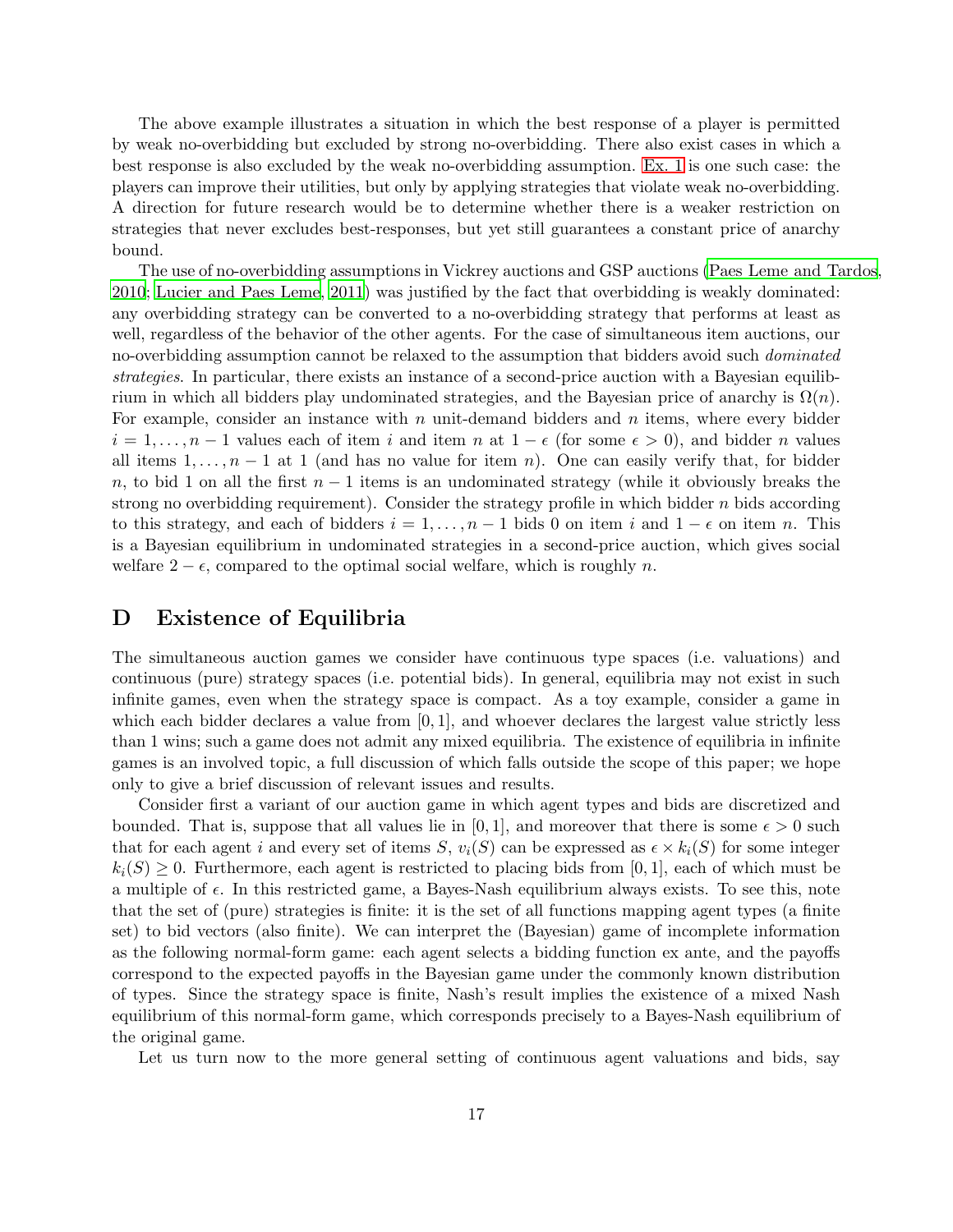The above example illustrates a situation in which the best response of a player is permitted by weak no-overbidding but excluded by strong no-overbidding. There also exist cases in which a best response is also excluded by the weak no-overbidding assumption. Ex. 1 is one such case: the players can improve their utilities, but only by applying strategies that violate weak no-overbidding. A direction for future research would be to determine whether there is a weaker restriction on strategies that never excludes best-responses, but yet still guarantees a constant price of anarchy bound.

The use of no-overbidding assumptions in Vickrey auctions and GSP auctions (Paes Leme and Tardos, 2010; Lucier and Paes Leme, 2011) was justified by the fact that overbidding is weakly dominated: any overbidding strategy can be converted to a no-overbidding strategy that performs at least as well, regardless of the behavior of the other agents. For the case of simultaneous item auctions, our no-overbidding assumption cannot be relaxed to the assumption that bidders avoid such *dominated strategies*. In particular, there exists an instance of a second-price auction with a Bayesian equilibrium in which all bidders play undominated strategies, and the Bayesian price of anarchy is $\Omega(n)$. For example, consider an instance with $n$ unit-demand bidders and $n$ items, where every bidder $i = 1, \ldots, n-1$ values each of item $i$ and item $n$ at $1 - \epsilon$ (for some $\epsilon > 0$), and bidder $n$ values all items $1, \ldots, n-1$ at 1 (and has no value for item $n$). One can easily verify that, for bidder $n$, to bid 1 on all the first $n-1$ items is an undominated strategy (while it obviously breaks the strong no overbidding requirement). Consider the strategy profile in which bidder $n$ bids according to this strategy, and each of bidders $i = 1, \ldots, n-1$ bids 0 on item $i$ and $1 - \epsilon$ on item $n$. This is a Bayesian equilibrium in undominated strategies in a second-price auction, which gives social welfare $2 - \epsilon$, compared to the optimal social welfare, which is roughly $n$.

## D Existence of Equilibria

The simultaneous auction games we consider have continuous type spaces (i.e. valuations) and continuous (pure) strategy spaces (i.e. potential bids). In general, equilibria may not exist in such infinite games, even when the strategy space is compact. As a toy example, consider a game in which each bidder declares a value from $[0, 1]$, and whoever declares the largest value strictly less than 1 wins; such a game does not admit any mixed equilibria. The existence of equilibria in infinite games is an involved topic, a full discussion of which falls outside the scope of this paper; we hope only to give a brief discussion of relevant issues and results.

Consider first a variant of our auction game in which agent types and bids are discretized and bounded. That is, suppose that all values lie in $[0, 1]$, and moreover that there is some $\epsilon > 0$ such that for each agent $i$ and every set of items $S$, $v_i(S)$ can be expressed as $\epsilon \times k_i(S)$ for some integer $k_i(S) \geq 0$. Furthermore, each agent is restricted to placing bids from $[0, 1]$, each of which must be a multiple of $\epsilon$. In this restricted game, a Bayes-Nash equilibrium always exists. To see this, note that the set of (pure) strategies is finite: it is the set of all functions mapping agent types (a finite set) to bid vectors (also finite). We can interpret the (Bayesian) game of incomplete information as the following normal-form game: each agent selects a bidding function ex ante, and the payoffs correspond to the expected payoffs in the Bayesian game under the commonly known distribution of types. Since the strategy space is finite, Nash's result implies the existence of a mixed Nash equilibrium of this normal-form game, which corresponds precisely to a Bayes-Nash equilibrium of the original game.

Let us turn now to the more general setting of continuous agent valuations and bids, say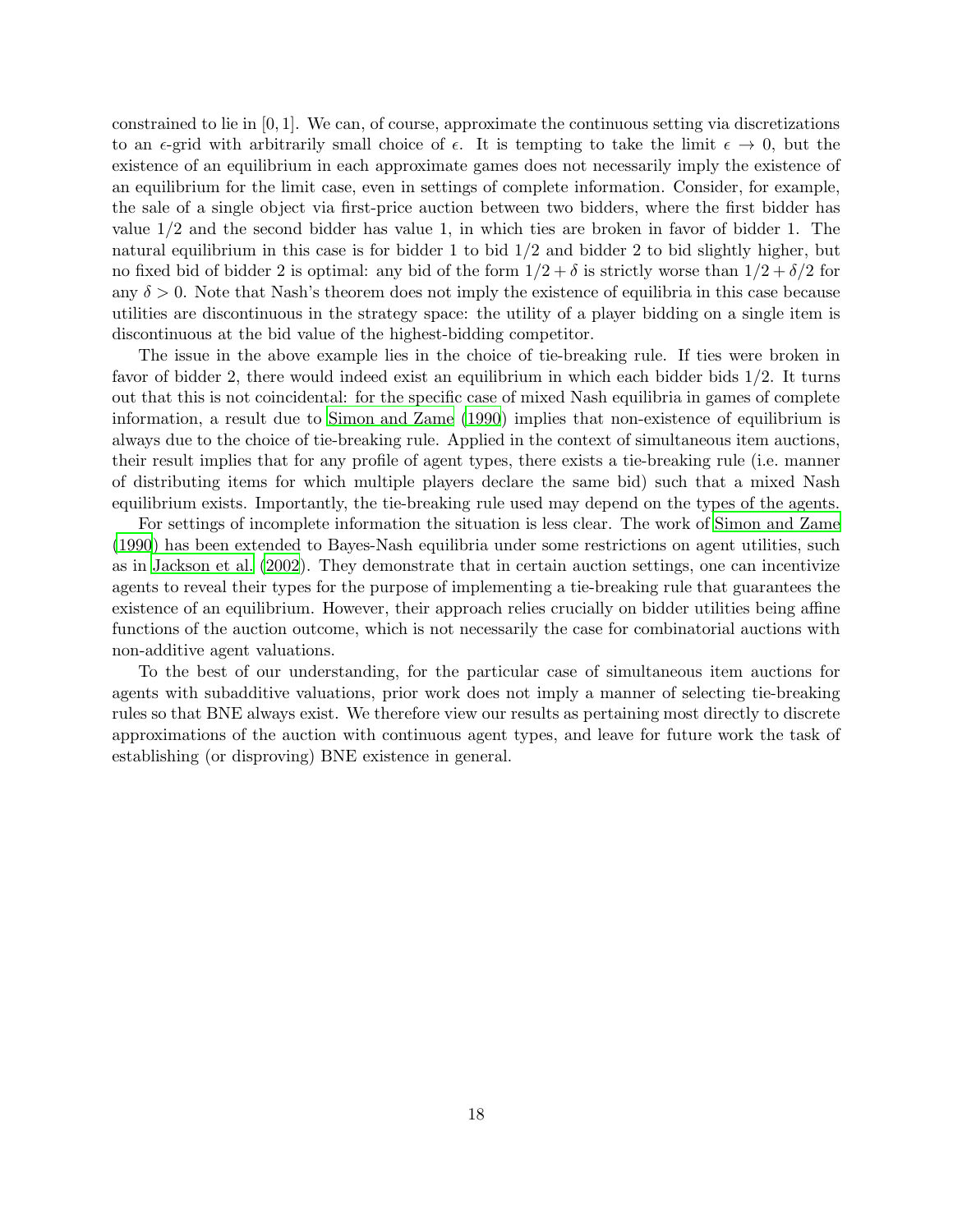constrained to lie in $[0, 1]$. We can, of course, approximate the continuous setting via discretizations to an $\epsilon$-grid with arbitrarily small choice of $\epsilon$. It is tempting to take the limit $\epsilon \to 0$, but the existence of an equilibrium in each approximate games does not necessarily imply the existence of an equilibrium for the limit case, even in settings of complete information. Consider, for example, the sale of a single object via first-price auction between two bidders, where the first bidder has value $1/2$ and the second bidder has value 1, in which ties are broken in favor of bidder 1. The natural equilibrium in this case is for bidder 1 to bid $1/2$ and bidder 2 to bid slightly higher, but no fixed bid of bidder 2 is optimal: any bid of the form $1/2 + \delta$ is strictly worse than $1/2 + \delta/2$ for any $\delta > 0$. Note that Nash's theorem does not imply the existence of equilibria in this case because utilities are discontinuous in the strategy space: the utility of a player bidding on a single item is discontinuous at the bid value of the highest-bidding competitor.

The issue in the above example lies in the choice of tie-breaking rule. If ties were broken in favor of bidder 2, there would indeed exist an equilibrium in which each bidder bids $1/2$. It turns out that this is not coincidental: for the specific case of mixed Nash equilibria in games of complete information, a result due to Simon and Zame (1990) implies that non-existence of equilibrium is always due to the choice of tie-breaking rule. Applied in the context of simultaneous item auctions, their result implies that for any profile of agent types, there exists a tie-breaking rule (i.e. manner of distributing items for which multiple players declare the same bid) such that a mixed Nash equilibrium exists. Importantly, the tie-breaking rule used may depend on the types of the agents.

For settings of incomplete information the situation is less clear. The work of Simon and Zame (1990) has been extended to Bayes-Nash equilibria under some restrictions on agent utilities, such as in Jackson et al. (2002). They demonstrate that in certain auction settings, one can incentivize agents to reveal their types for the purpose of implementing a tie-breaking rule that guarantees the existence of an equilibrium. However, their approach relies crucially on bidder utilities being affine functions of the auction outcome, which is not necessarily the case for combinatorial auctions with non-additive agent valuations.

To the best of our understanding, for the particular case of simultaneous item auctions for agents with subadditive valuations, prior work does not imply a manner of selecting tie-breaking rules so that BNE always exist. We therefore view our results as pertaining most directly to discrete approximations of the auction with continuous agent types, and leave for future work the task of establishing (or disproving) BNE existence in general.